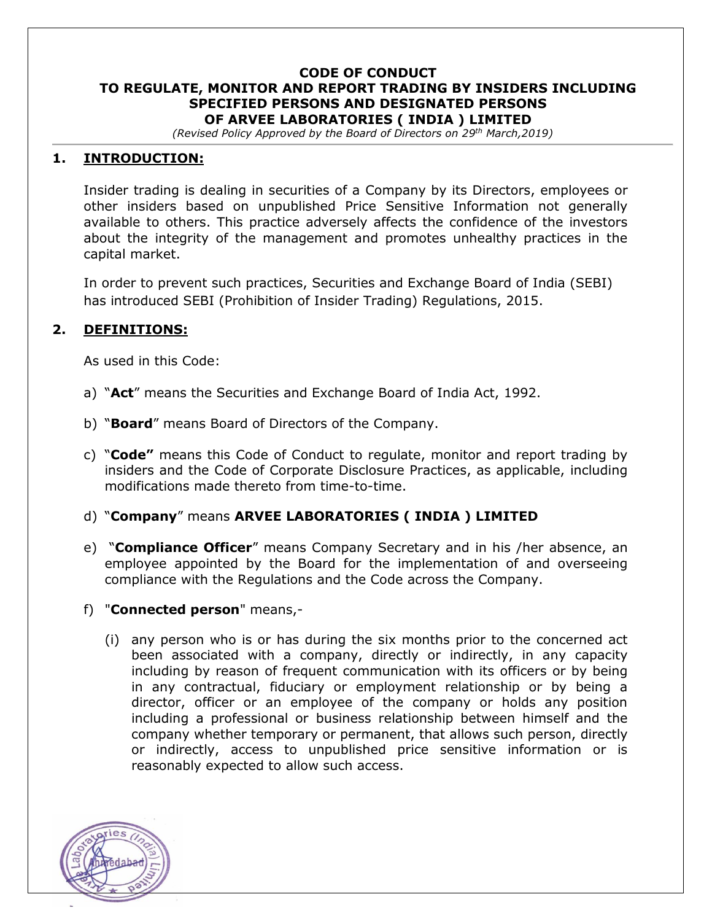# CODE OF CONDUCT
# TO REGULATE, MONITOR AND REPORT TRADING BY INSIDERS INCLUDING SPECIFIED PERSONS AND DESIGNATED PERSONS OF ARVEE LABORATORIES ( INDIA ) LIMITED

*(Revised Policy Approved by the Board of Directors on 29th March,2019)*

## 1. INTRODUCTION:

Insider trading is dealing in securities of a Company by its Directors, employees or other insiders based on unpublished Price Sensitive Information not generally available to others. This practice adversely affects the confidence of the investors about the integrity of the management and promotes unhealthy practices in the capital market.

In order to prevent such practices, Securities and Exchange Board of India (SEBI) has introduced SEBI (Prohibition of Insider Trading) Regulations, 2015.

## 2. DEFINITIONS:

As used in this Code:

a) "**Act**" means the Securities and Exchange Board of India Act, 1992.

b) "**Board**" means Board of Directors of the Company.

c) "**Code"** means this Code of Conduct to regulate, monitor and report trading by insiders and the Code of Corporate Disclosure Practices, as applicable, including modifications made thereto from time-to-time.

d) "**Company**" means **ARVEE LABORATORIES ( INDIA ) LIMITED**

e) "**Compliance Officer**" means Company Secretary and in his /her absence, an employee appointed by the Board for the implementation of and overseeing compliance with the Regulations and the Code across the Company.

f) "**Connected person**" means,-

   (i) any person who is or has during the six months prior to the concerned act been associated with a company, directly or indirectly, in any capacity including by reason of frequent communication with its officers or by being in any contractual, fiduciary or employment relationship or by being a director, officer or an employee of the company or holds any position including a professional or business relationship between himself and the company whether temporary or permanent, that allows such person, directly or indirectly, access to unpublished price sensitive information or is reasonably expected to allow such access.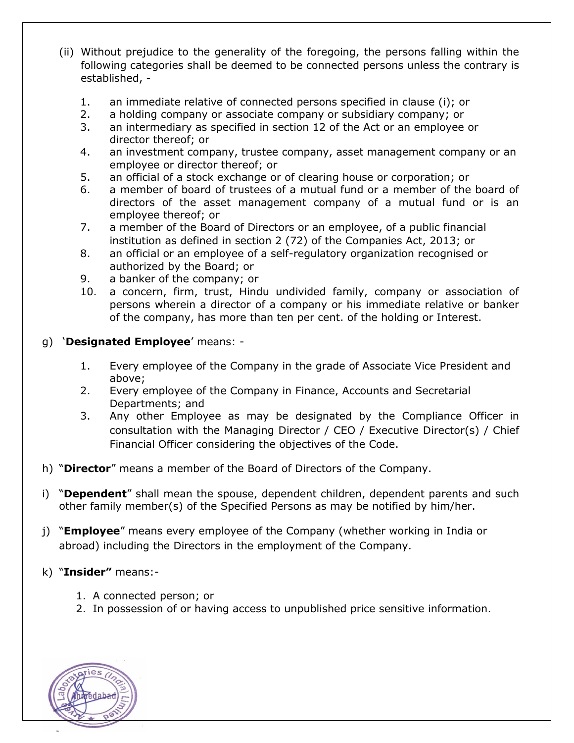(ii) Without prejudice to the generality of the foregoing, the persons falling within the following categories shall be deemed to be connected persons unless the contrary is established, -

1. an immediate relative of connected persons specified in clause (i); or
2. a holding company or associate company or subsidiary company; or
3. an intermediary as specified in section 12 of the Act or an employee or director thereof; or
4. an investment company, trustee company, asset management company or an employee or director thereof; or
5. an official of a stock exchange or of clearing house or corporation; or
6. a member of board of trustees of a mutual fund or a member of the board of directors of the asset management company of a mutual fund or is an employee thereof; or
7. a member of the Board of Directors or an employee, of a public financial institution as defined in section 2 (72) of the Companies Act, 2013; or
8. an official or an employee of a self-regulatory organization recognised or authorized by the Board; or
9. a banker of the company; or
10. a concern, firm, trust, Hindu undivided family, company or association of persons wherein a director of a company or his immediate relative or banker of the company, has more than ten per cent. of the holding or Interest.

g) '**Designated Employee**' means: -

1. Every employee of the Company in the grade of Associate Vice President and above;
2. Every employee of the Company in Finance, Accounts and Secretarial Departments; and
3. Any other Employee as may be designated by the Compliance Officer in consultation with the Managing Director / CEO / Executive Director(s) / Chief Financial Officer considering the objectives of the Code.

h) "**Director**" means a member of the Board of Directors of the Company.

i) "**Dependent**" shall mean the spouse, dependent children, dependent parents and such other family member(s) of the Specified Persons as may be notified by him/her.

j) "**Employee**" means every employee of the Company (whether working in India or abroad) including the Directors in the employment of the Company.

k) "**Insider"** means:-

1. A connected person; or
2. In possession of or having access to unpublished price sensitive information.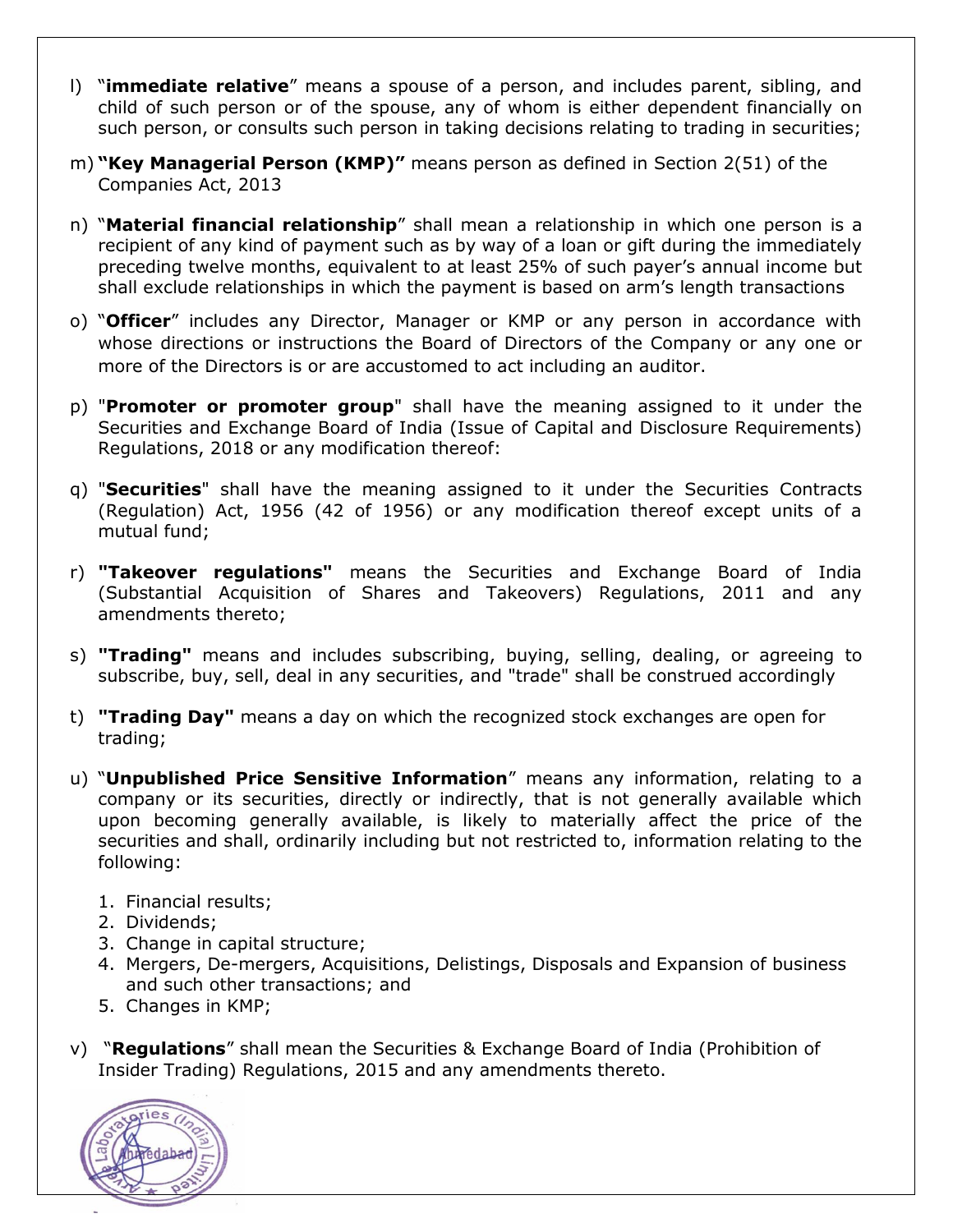l) "**immediate relative**" means a spouse of a person, and includes parent, sibling, and child of such person or of the spouse, any of whom is either dependent financially on such person, or consults such person in taking decisions relating to trading in securities;

m) **"Key Managerial Person (KMP)"** means person as defined in Section 2(51) of the Companies Act, 2013

n) "**Material financial relationship**" shall mean a relationship in which one person is a recipient of any kind of payment such as by way of a loan or gift during the immediately preceding twelve months, equivalent to at least 25% of such payer's annual income but shall exclude relationships in which the payment is based on arm's length transactions

o) "**Officer**" includes any Director, Manager or KMP or any person in accordance with whose directions or instructions the Board of Directors of the Company or any one or more of the Directors is or are accustomed to act including an auditor.

p) "**Promoter or promoter group**" shall have the meaning assigned to it under the Securities and Exchange Board of India (Issue of Capital and Disclosure Requirements) Regulations, 2018 or any modification thereof:

q) "**Securities**" shall have the meaning assigned to it under the Securities Contracts (Regulation) Act, 1956 (42 of 1956) or any modification thereof except units of a mutual fund;

r) **"Takeover regulations"** means the Securities and Exchange Board of India (Substantial Acquisition of Shares and Takeovers) Regulations, 2011 and any amendments thereto;

s) **"Trading"** means and includes subscribing, buying, selling, dealing, or agreeing to subscribe, buy, sell, deal in any securities, and "trade" shall be construed accordingly

t) **"Trading Day"** means a day on which the recognized stock exchanges are open for trading;

u) "**Unpublished Price Sensitive Information**" means any information, relating to a company or its securities, directly or indirectly, that is not generally available which upon becoming generally available, is likely to materially affect the price of the securities and shall, ordinarily including but not restricted to, information relating to the following:

1. Financial results;
2. Dividends;
3. Change in capital structure;
4. Mergers, De-mergers, Acquisitions, Delistings, Disposals and Expansion of business and such other transactions; and
5. Changes in KMP;

v) "**Regulations**" shall mean the Securities & Exchange Board of India (Prohibition of Insider Trading) Regulations, 2015 and any amendments thereto.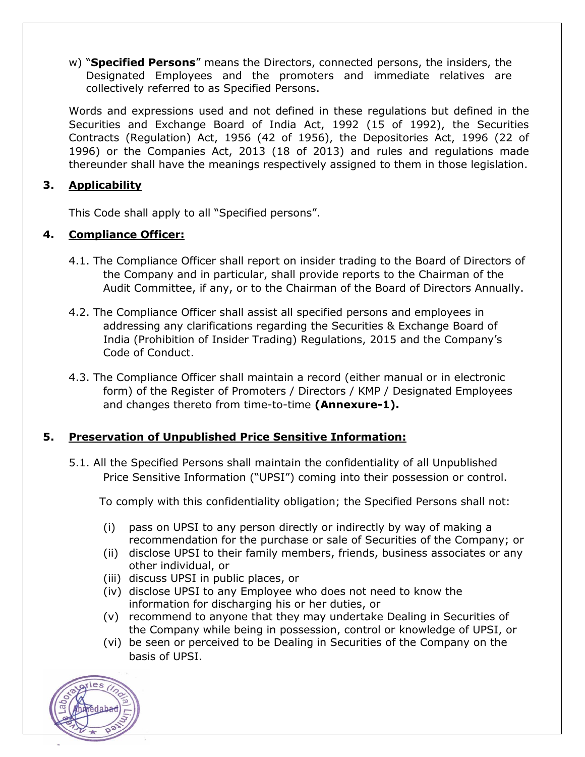w) "**Specified Persons**" means the Directors, connected persons, the insiders, the Designated Employees and the promoters and immediate relatives are collectively referred to as Specified Persons.

Words and expressions used and not defined in these regulations but defined in the Securities and Exchange Board of India Act, 1992 (15 of 1992), the Securities Contracts (Regulation) Act, 1956 (42 of 1956), the Depositories Act, 1996 (22 of 1996) or the Companies Act, 2013 (18 of 2013) and rules and regulations made thereunder shall have the meanings respectively assigned to them in those legislation.

## 3. Applicability

This Code shall apply to all "Specified persons".

## 4. Compliance Officer:

4.1. The Compliance Officer shall report on insider trading to the Board of Directors of the Company and in particular, shall provide reports to the Chairman of the Audit Committee, if any, or to the Chairman of the Board of Directors Annually.

4.2. The Compliance Officer shall assist all specified persons and employees in addressing any clarifications regarding the Securities & Exchange Board of India (Prohibition of Insider Trading) Regulations, 2015 and the Company's Code of Conduct.

4.3. The Compliance Officer shall maintain a record (either manual or in electronic form) of the Register of Promoters / Directors / KMP / Designated Employees and changes thereto from time-to-time **(Annexure-1).**

## 5. Preservation of Unpublished Price Sensitive Information:

5.1. All the Specified Persons shall maintain the confidentiality of all Unpublished Price Sensitive Information ("UPSI") coming into their possession or control.

To comply with this confidentiality obligation; the Specified Persons shall not:

(i) pass on UPSI to any person directly or indirectly by way of making a recommendation for the purchase or sale of Securities of the Company; or
(ii) disclose UPSI to their family members, friends, business associates or any other individual, or
(iii) discuss UPSI in public places, or
(iv) disclose UPSI to any Employee who does not need to know the information for discharging his or her duties, or
(v) recommend to anyone that they may undertake Dealing in Securities of the Company while being in possession, control or knowledge of UPSI, or
(vi) be seen or perceived to be Dealing in Securities of the Company on the basis of UPSI.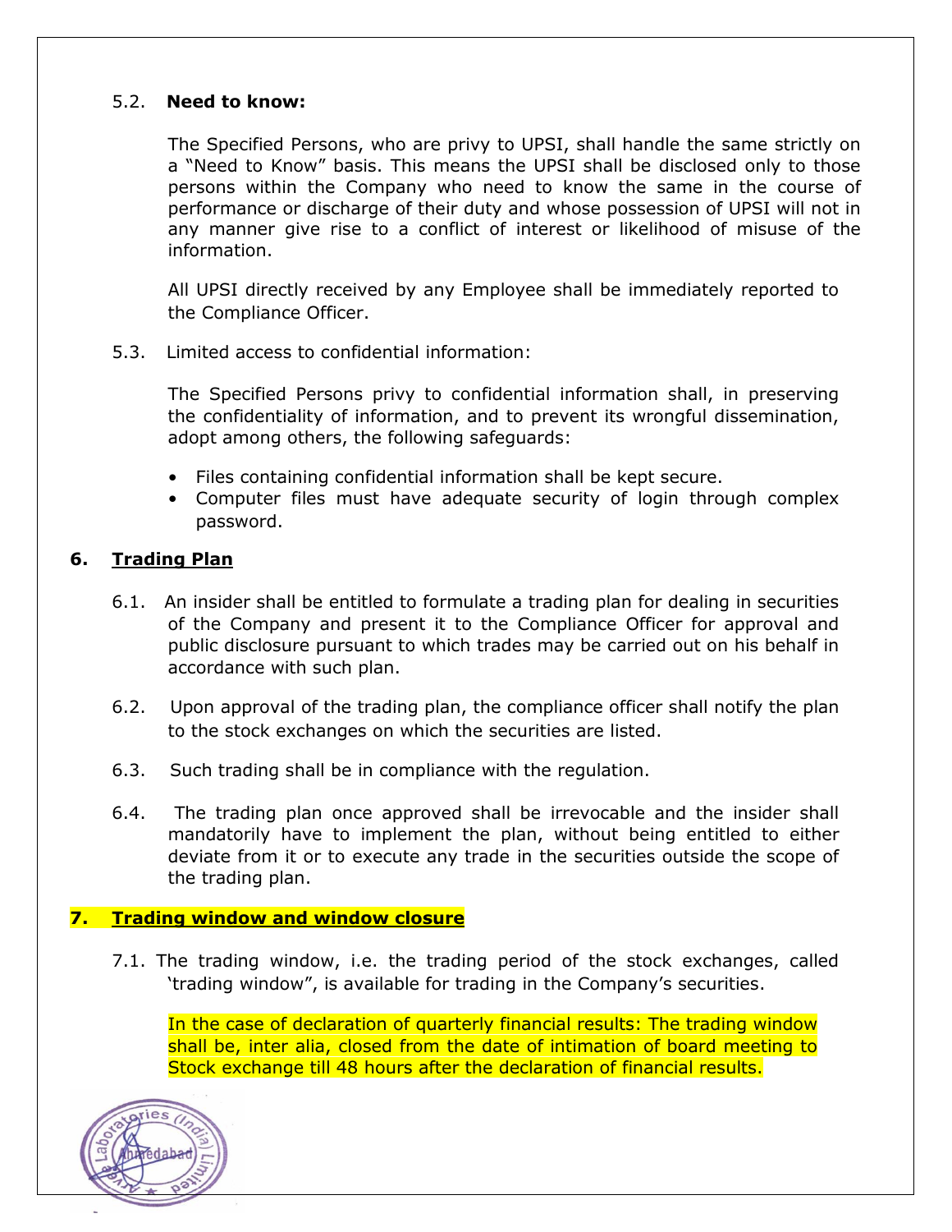5.2. **Need to know:**

The Specified Persons, who are privy to UPSI, shall handle the same strictly on a "Need to Know" basis. This means the UPSI shall be disclosed only to those persons within the Company who need to know the same in the course of performance or discharge of their duty and whose possession of UPSI will not in any manner give rise to a conflict of interest or likelihood of misuse of the information.

All UPSI directly received by any Employee shall be immediately reported to the Compliance Officer.

5.3. Limited access to confidential information:

The Specified Persons privy to confidential information shall, in preserving the confidentiality of information, and to prevent its wrongful dissemination, adopt among others, the following safeguards:

- Files containing confidential information shall be kept secure.
- Computer files must have adequate security of login through complex password.

## 6. Trading Plan

6.1. An insider shall be entitled to formulate a trading plan for dealing in securities of the Company and present it to the Compliance Officer for approval and public disclosure pursuant to which trades may be carried out on his behalf in accordance with such plan.

6.2. Upon approval of the trading plan, the compliance officer shall notify the plan to the stock exchanges on which the securities are listed.

6.3. Such trading shall be in compliance with the regulation.

6.4. The trading plan once approved shall be irrevocable and the insider shall mandatorily have to implement the plan, without being entitled to either deviate from it or to execute any trade in the securities outside the scope of the trading plan.

## 7. Trading window and window closure

7.1. The trading window, i.e. the trading period of the stock exchanges, called 'trading window", is available for trading in the Company's securities.

In the case of declaration of quarterly financial results: The trading window shall be, inter alia, closed from the date of intimation of board meeting to Stock exchange till 48 hours after the declaration of financial results.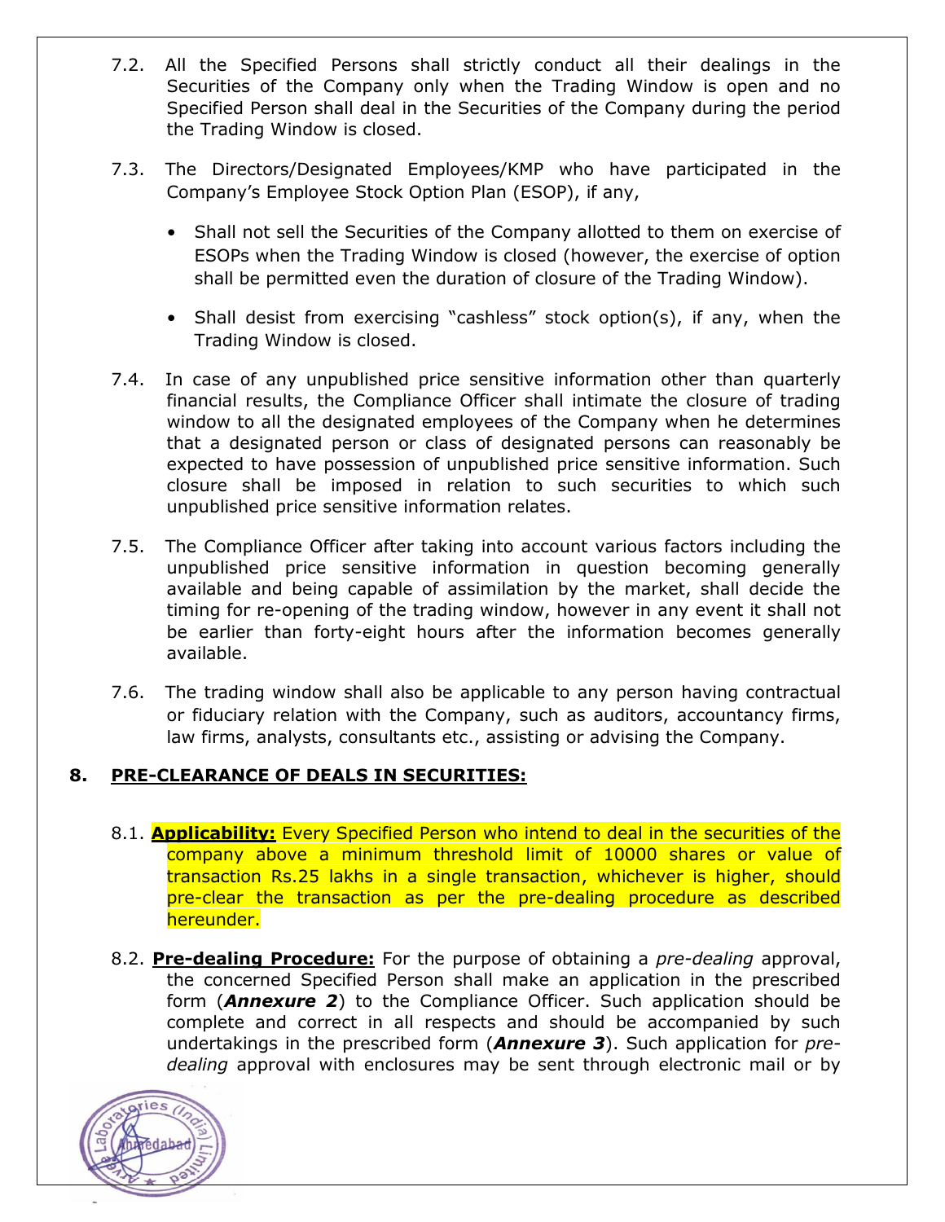7.2. All the Specified Persons shall strictly conduct all their dealings in the Securities of the Company only when the Trading Window is open and no Specified Person shall deal in the Securities of the Company during the period the Trading Window is closed.

7.3. The Directors/Designated Employees/KMP who have participated in the Company's Employee Stock Option Plan (ESOP), if any,

- Shall not sell the Securities of the Company allotted to them on exercise of ESOPs when the Trading Window is closed (however, the exercise of option shall be permitted even the duration of closure of the Trading Window).
- Shall desist from exercising "cashless" stock option(s), if any, when the Trading Window is closed.

7.4. In case of any unpublished price sensitive information other than quarterly financial results, the Compliance Officer shall intimate the closure of trading window to all the designated employees of the Company when he determines that a designated person or class of designated persons can reasonably be expected to have possession of unpublished price sensitive information. Such closure shall be imposed in relation to such securities to which such unpublished price sensitive information relates.

7.5. The Compliance Officer after taking into account various factors including the unpublished price sensitive information in question becoming generally available and being capable of assimilation by the market, shall decide the timing for re-opening of the trading window, however in any event it shall not be earlier than forty-eight hours after the information becomes generally available.

7.6. The trading window shall also be applicable to any person having contractual or fiduciary relation with the Company, such as auditors, accountancy firms, law firms, analysts, consultants etc., assisting or advising the Company.

## 8. PRE-CLEARANCE OF DEALS IN SECURITIES:

8.1. **Applicability:** Every Specified Person who intend to deal in the securities of the company above a minimum threshold limit of 10000 shares or value of transaction Rs.25 lakhs in a single transaction, whichever is higher, should pre-clear the transaction as per the pre-dealing procedure as described hereunder.

8.2. **Pre-dealing Procedure:** For the purpose of obtaining a *pre-dealing* approval, the concerned Specified Person shall make an application in the prescribed form (***Annexure 2***) to the Compliance Officer. Such application should be complete and correct in all respects and should be accompanied by such undertakings in the prescribed form (***Annexure 3***). Such application for *pre-dealing* approval with enclosures may be sent through electronic mail or by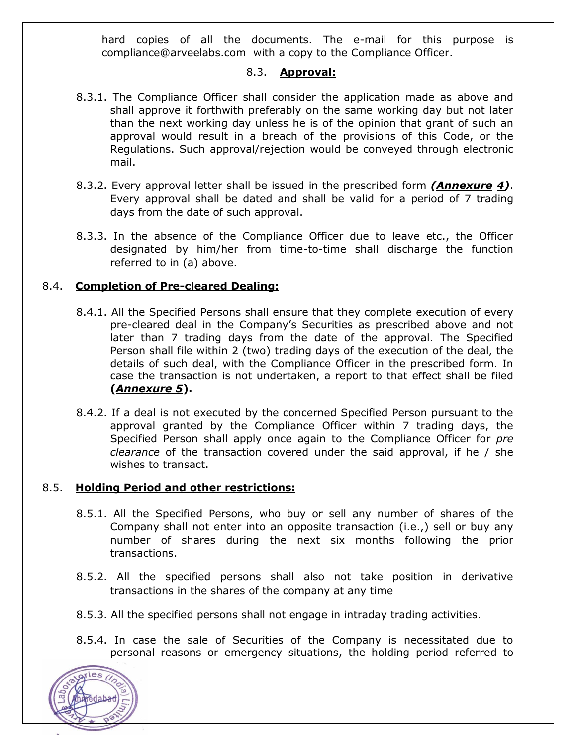hard copies of all the documents. The e-mail for this purpose is compliance@arveelabs.com with a copy to the Compliance Officer.

8.3. **Approval:**

8.3.1. The Compliance Officer shall consider the application made as above and shall approve it forthwith preferably on the same working day but not later than the next working day unless he is of the opinion that grant of such an approval would result in a breach of the provisions of this Code, or the Regulations. Such approval/rejection would be conveyed through electronic mail.

8.3.2. Every approval letter shall be issued in the prescribed form ***(Annexure 4)***. Every approval shall be dated and shall be valid for a period of 7 trading days from the date of such approval.

8.3.3. In the absence of the Compliance Officer due to leave etc., the Officer designated by him/her from time-to-time shall discharge the function referred to in (a) above.

8.4. **Completion of Pre-cleared Dealing:**

8.4.1. All the Specified Persons shall ensure that they complete execution of every pre-cleared deal in the Company's Securities as prescribed above and not later than 7 trading days from the date of the approval. The Specified Person shall file within 2 (two) trading days of the execution of the deal, the details of such deal, with the Compliance Officer in the prescribed form. In case the transaction is not undertaken, a report to that effect shall be filed **(*Annexure 5*).**

8.4.2. If a deal is not executed by the concerned Specified Person pursuant to the approval granted by the Compliance Officer within 7 trading days, the Specified Person shall apply once again to the Compliance Officer for *pre clearance* of the transaction covered under the said approval, if he / she wishes to transact.

8.5. **Holding Period and other restrictions:**

8.5.1. All the Specified Persons, who buy or sell any number of shares of the Company shall not enter into an opposite transaction (i.e.,) sell or buy any number of shares during the next six months following the prior transactions.

8.5.2. All the specified persons shall also not take position in derivative transactions in the shares of the company at any time

8.5.3. All the specified persons shall not engage in intraday trading activities.

8.5.4. In case the sale of Securities of the Company is necessitated due to personal reasons or emergency situations, the holding period referred to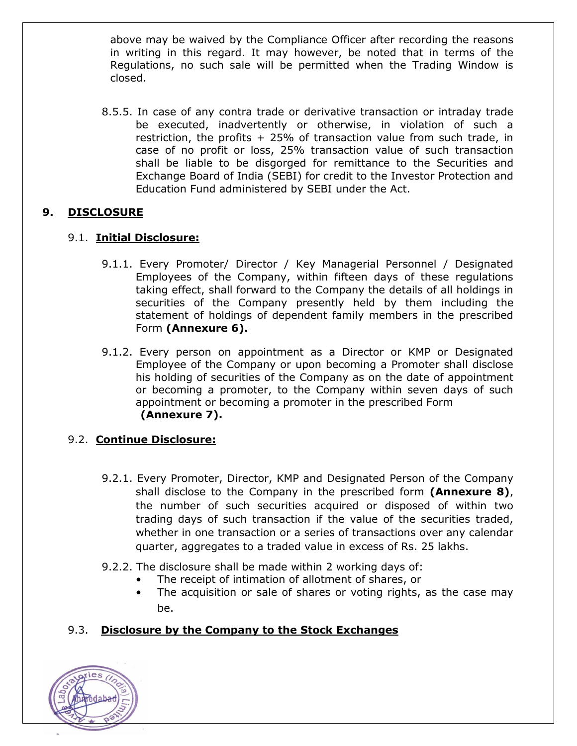above may be waived by the Compliance Officer after recording the reasons in writing in this regard. It may however, be noted that in terms of the Regulations, no such sale will be permitted when the Trading Window is closed.

8.5.5. In case of any contra trade or derivative transaction or intraday trade be executed, inadvertently or otherwise, in violation of such a restriction, the profits + 25% of transaction value from such trade, in case of no profit or loss, 25% transaction value of such transaction shall be liable to be disgorged for remittance to the Securities and Exchange Board of India (SEBI) for credit to the Investor Protection and Education Fund administered by SEBI under the Act.

## 9. DISCLOSURE

### 9.1. Initial Disclosure:

9.1.1. Every Promoter/ Director / Key Managerial Personnel / Designated Employees of the Company, within fifteen days of these regulations taking effect, shall forward to the Company the details of all holdings in securities of the Company presently held by them including the statement of holdings of dependent family members in the prescribed Form **(Annexure 6).**

9.1.2. Every person on appointment as a Director or KMP or Designated Employee of the Company or upon becoming a Promoter shall disclose his holding of securities of the Company as on the date of appointment or becoming a promoter, to the Company within seven days of such appointment or becoming a promoter in the prescribed Form **(Annexure 7).**

### 9.2. Continue Disclosure:

9.2.1. Every Promoter, Director, KMP and Designated Person of the Company shall disclose to the Company in the prescribed form **(Annexure 8)**, the number of such securities acquired or disposed of within two trading days of such transaction if the value of the securities traded, whether in one transaction or a series of transactions over any calendar quarter, aggregates to a traded value in excess of Rs. 25 lakhs.

9.2.2. The disclosure shall be made within 2 working days of:

- The receipt of intimation of allotment of shares, or
- The acquisition or sale of shares or voting rights, as the case may be.

### 9.3. Disclosure by the Company to the Stock Exchanges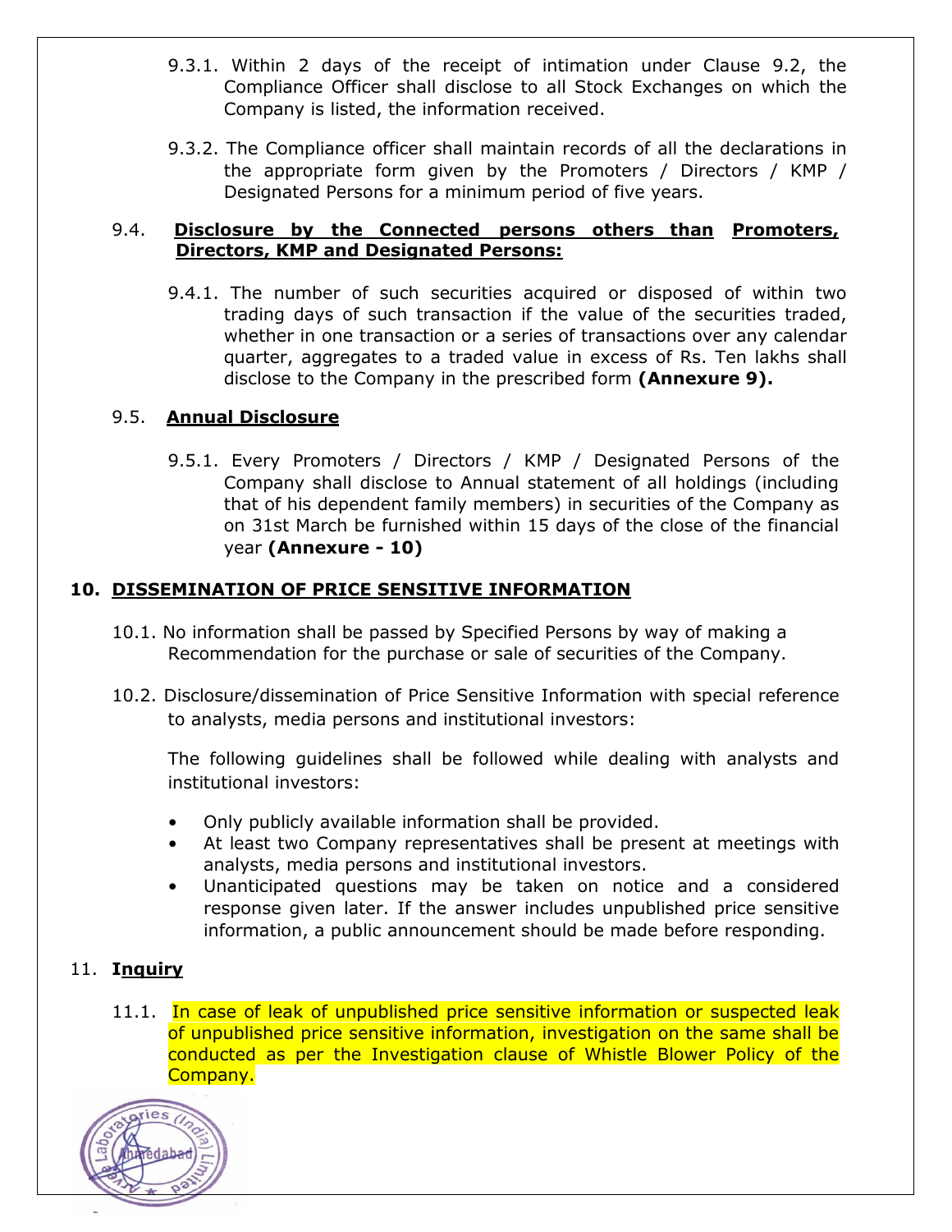9.3.1. Within 2 days of the receipt of intimation under Clause 9.2, the Compliance Officer shall disclose to all Stock Exchanges on which the Company is listed, the information received.

9.3.2. The Compliance officer shall maintain records of all the declarations in the appropriate form given by the Promoters / Directors / KMP / Designated Persons for a minimum period of five years.

9.4. **Disclosure by the Connected persons others than Promoters, Directors, KMP and Designated Persons:**

9.4.1. The number of such securities acquired or disposed of within two trading days of such transaction if the value of the securities traded, whether in one transaction or a series of transactions over any calendar quarter, aggregates to a traded value in excess of Rs. Ten lakhs shall disclose to the Company in the prescribed form **(Annexure 9).**

9.5. **Annual Disclosure**

9.5.1. Every Promoters / Directors / KMP / Designated Persons of the Company shall disclose to Annual statement of all holdings (including that of his dependent family members) in securities of the Company as on 31st March be furnished within 15 days of the close of the financial year **(Annexure - 10)**

## 10. DISSEMINATION OF PRICE SENSITIVE INFORMATION

10.1. No information shall be passed by Specified Persons by way of making a Recommendation for the purchase or sale of securities of the Company.

10.2. Disclosure/dissemination of Price Sensitive Information with special reference to analysts, media persons and institutional investors:

The following guidelines shall be followed while dealing with analysts and institutional investors:

- Only publicly available information shall be provided.
- At least two Company representatives shall be present at meetings with analysts, media persons and institutional investors.
- Unanticipated questions may be taken on notice and a considered response given later. If the answer includes unpublished price sensitive information, a public announcement should be made before responding.

## 11. Inquiry

11.1. In case of leak of unpublished price sensitive information or suspected leak of unpublished price sensitive information, investigation on the same shall be conducted as per the Investigation clause of Whistle Blower Policy of the Company.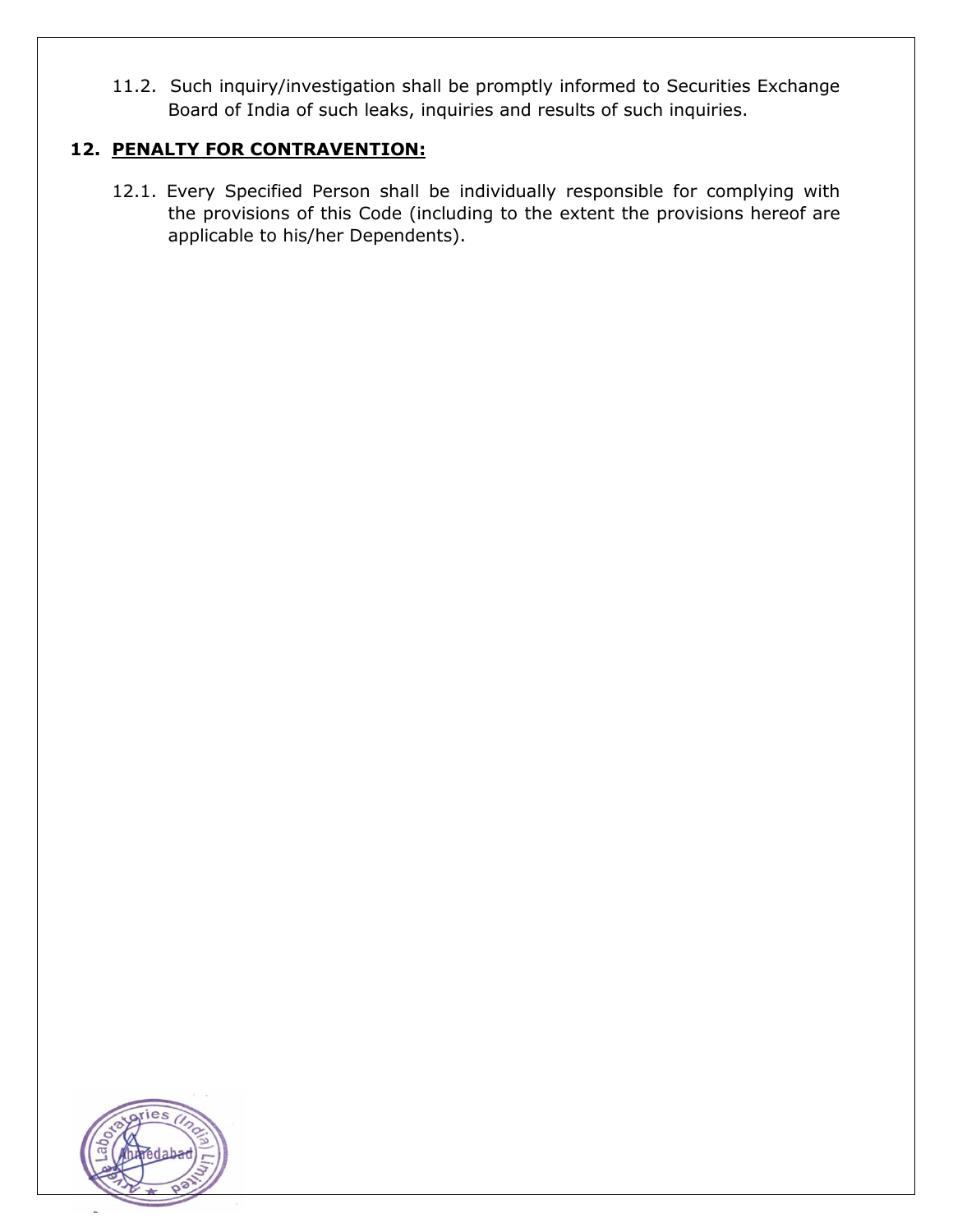11.2. Such inquiry/investigation shall be promptly informed to Securities Exchange Board of India of such leaks, inquiries and results of such inquiries.

## 12. PENALTY FOR CONTRAVENTION:

12.1. Every Specified Person shall be individually responsible for complying with the provisions of this Code (including to the extent the provisions hereof are applicable to his/her Dependents).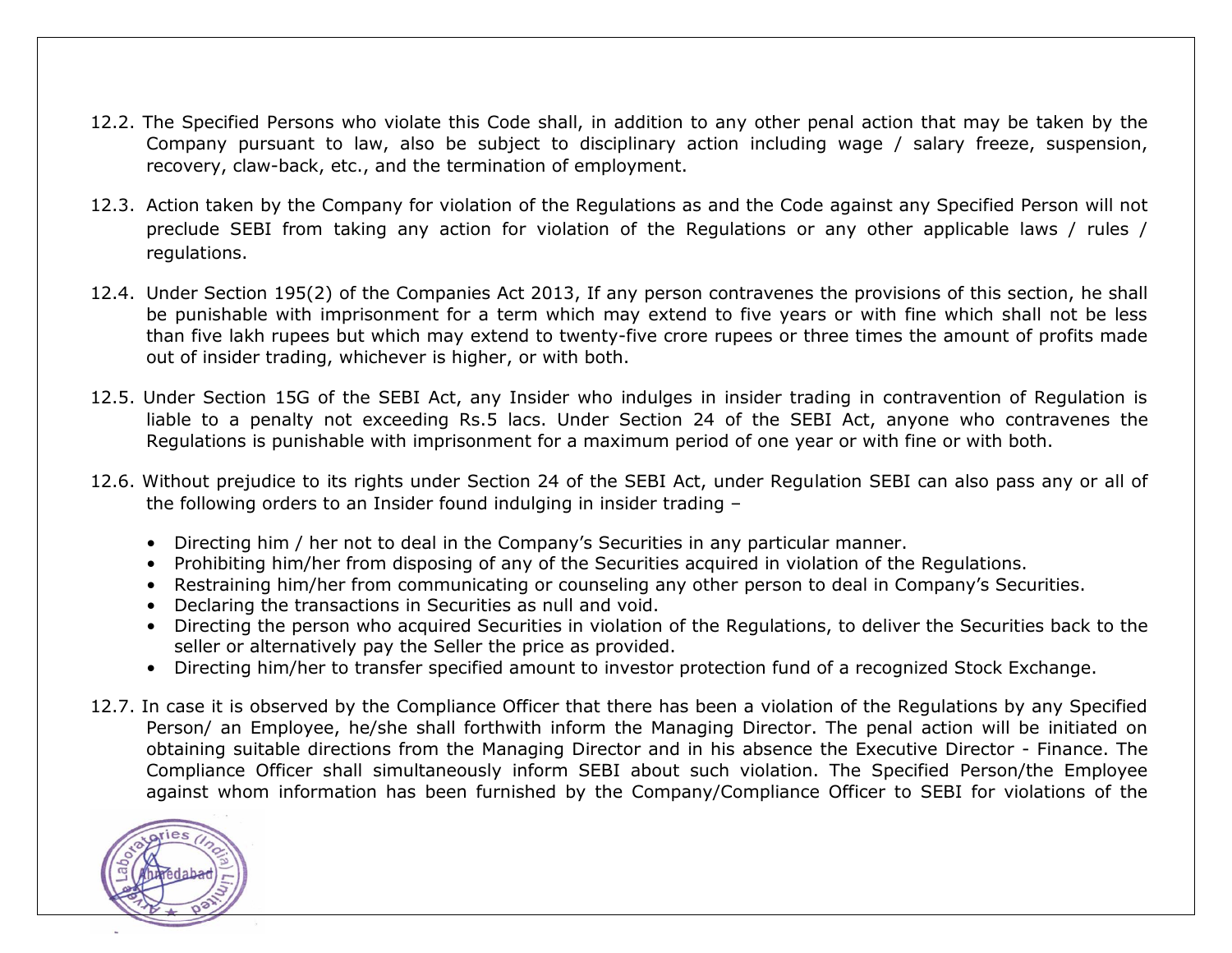12.2. The Specified Persons who violate this Code shall, in addition to any other penal action that may be taken by the Company pursuant to law, also be subject to disciplinary action including wage / salary freeze, suspension, recovery, claw-back, etc., and the termination of employment.

12.3. Action taken by the Company for violation of the Regulations as and the Code against any Specified Person will not preclude SEBI from taking any action for violation of the Regulations or any other applicable laws / rules / regulations.

12.4. Under Section 195(2) of the Companies Act 2013, If any person contravenes the provisions of this section, he shall be punishable with imprisonment for a term which may extend to five years or with fine which shall not be less than five lakh rupees but which may extend to twenty-five crore rupees or three times the amount of profits made out of insider trading, whichever is higher, or with both.

12.5. Under Section 15G of the SEBI Act, any Insider who indulges in insider trading in contravention of Regulation is liable to a penalty not exceeding Rs.5 lacs. Under Section 24 of the SEBI Act, anyone who contravenes the Regulations is punishable with imprisonment for a maximum period of one year or with fine or with both.

12.6. Without prejudice to its rights under Section 24 of the SEBI Act, under Regulation SEBI can also pass any or all of the following orders to an Insider found indulging in insider trading –

- Directing him / her not to deal in the Company's Securities in any particular manner.
- Prohibiting him/her from disposing of any of the Securities acquired in violation of the Regulations.
- Restraining him/her from communicating or counseling any other person to deal in Company's Securities.
- Declaring the transactions in Securities as null and void.
- Directing the person who acquired Securities in violation of the Regulations, to deliver the Securities back to the seller or alternatively pay the Seller the price as provided.
- Directing him/her to transfer specified amount to investor protection fund of a recognized Stock Exchange.

12.7. In case it is observed by the Compliance Officer that there has been a violation of the Regulations by any Specified Person/ an Employee, he/she shall forthwith inform the Managing Director. The penal action will be initiated on obtaining suitable directions from the Managing Director and in his absence the Executive Director - Finance. The Compliance Officer shall simultaneously inform SEBI about such violation. The Specified Person/the Employee against whom information has been furnished by the Company/Compliance Officer to SEBI for violations of the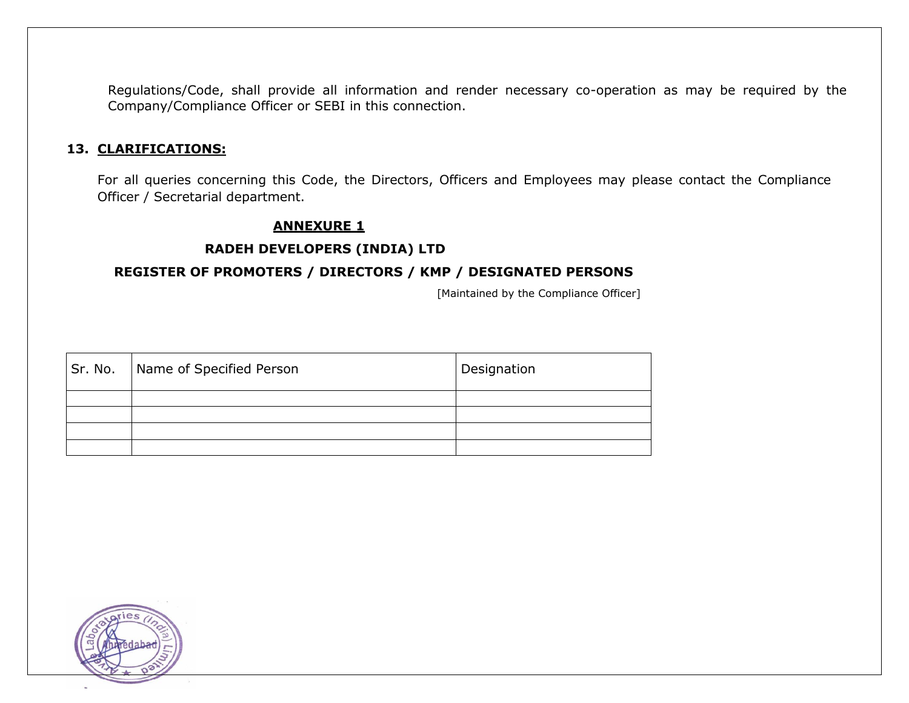Regulations/Code, shall provide all information and render necessary co-operation as may be required by the Company/Compliance Officer or SEBI in this connection.

## 13. CLARIFICATIONS:

For all queries concerning this Code, the Directors, Officers and Employees may please contact the Compliance Officer / Secretarial department.

**ANNEXURE 1**

**RADEH DEVELOPERS (INDIA) LTD**

**REGISTER OF PROMOTERS / DIRECTORS / KMP / DESIGNATED PERSONS**

[Maintained by the Compliance Officer]

| Sr. No. | Name of Specified Person | Designation |
|---|---|---|
| | | |
| | | |
| | | |
| | | |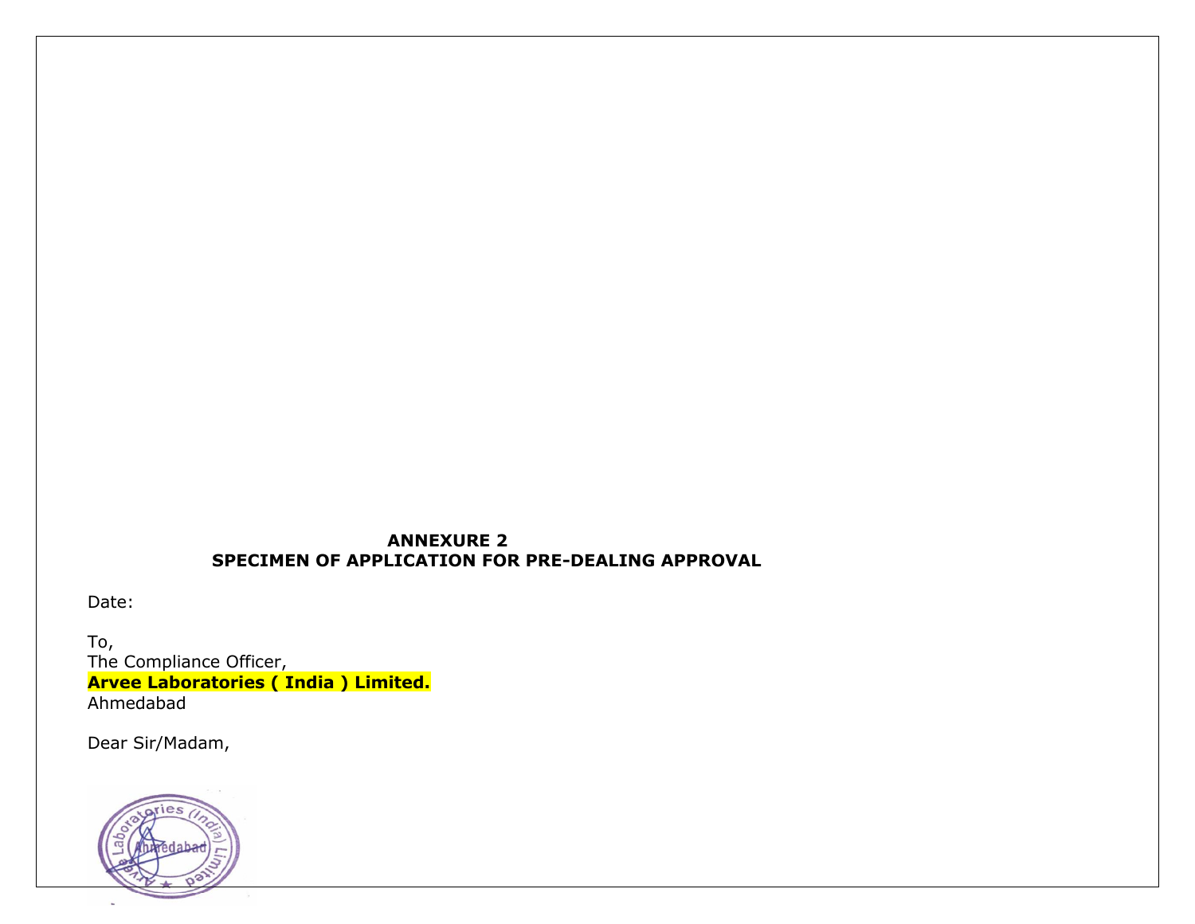## ANNEXURE 2
## SPECIMEN OF APPLICATION FOR PRE-DEALING APPROVAL

Date:

To,
The Compliance Officer,
**Arvee Laboratories ( India ) Limited.**
Ahmedabad

Dear Sir/Madam,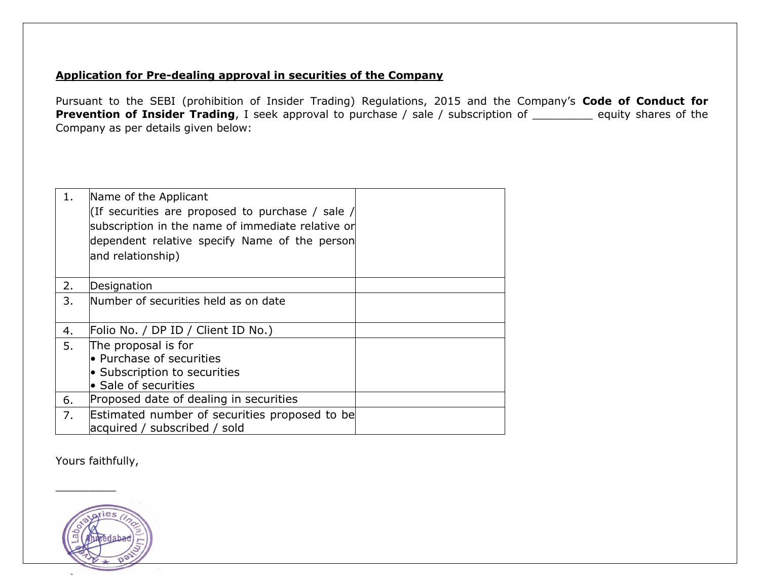**<u>Application for Pre-dealing approval in securities of the Company</u>**

Pursuant to the SEBI (prohibition of Insider Trading) Regulations, 2015 and the Company's **Code of Conduct for Prevention of Insider Trading**, I seek approval to purchase / sale / subscription of _________ equity shares of the Company as per details given below:

| | | |
|---|---|---|
| 1. | Name of the Applicant<br>(If securities are proposed to purchase / sale / subscription in the name of immediate relative or dependent relative specify Name of the person and relationship) | |
| 2. | Designation | |
| 3. | Number of securities held as on date | |
| 4. | Folio No. / DP ID / Client ID No.) | |
| 5. | The proposal is for<br>• Purchase of securities<br>• Subscription to securities<br>• Sale of securities | |
| 6. | Proposed date of dealing in securities | |
| 7. | Estimated number of securities proposed to be acquired / subscribed / sold | |

Yours faithfully,

_________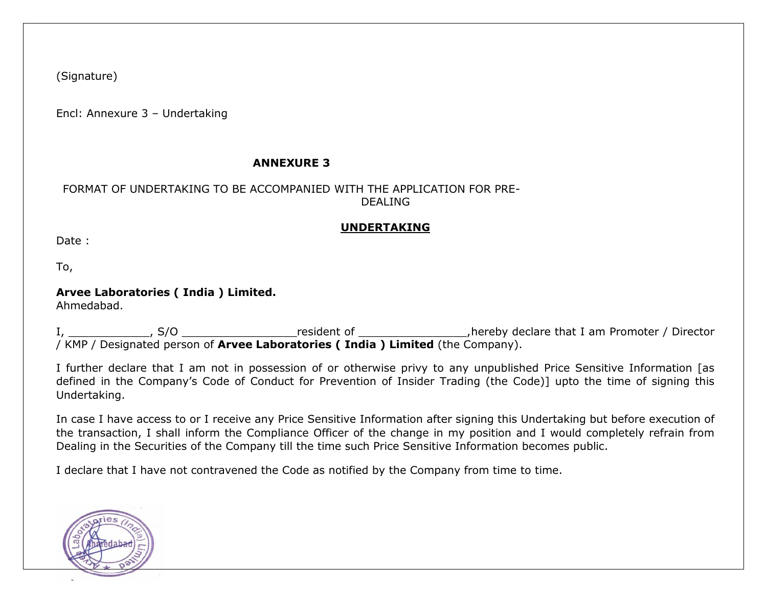(Signature)

Encl: Annexure 3 – Undertaking

**ANNEXURE 3**

FORMAT OF UNDERTAKING TO BE ACCOMPANIED WITH THE APPLICATION FOR PRE-DEALING

**UNDERTAKING**

Date :

To,

**Arvee Laboratories ( India ) Limited.**
Ahmedabad.

I, ____________, S/O _________________resident of ________________,hereby declare that I am Promoter / Director / KMP / Designated person of **Arvee Laboratories ( India ) Limited** (the Company).

I further declare that I am not in possession of or otherwise privy to any unpublished Price Sensitive Information [as defined in the Company's Code of Conduct for Prevention of Insider Trading (the Code)] upto the time of signing this Undertaking.

In case I have access to or I receive any Price Sensitive Information after signing this Undertaking but before execution of the transaction, I shall inform the Compliance Officer of the change in my position and I would completely refrain from Dealing in the Securities of the Company till the time such Price Sensitive Information becomes public.

I declare that I have not contravened the Code as notified by the Company from time to time.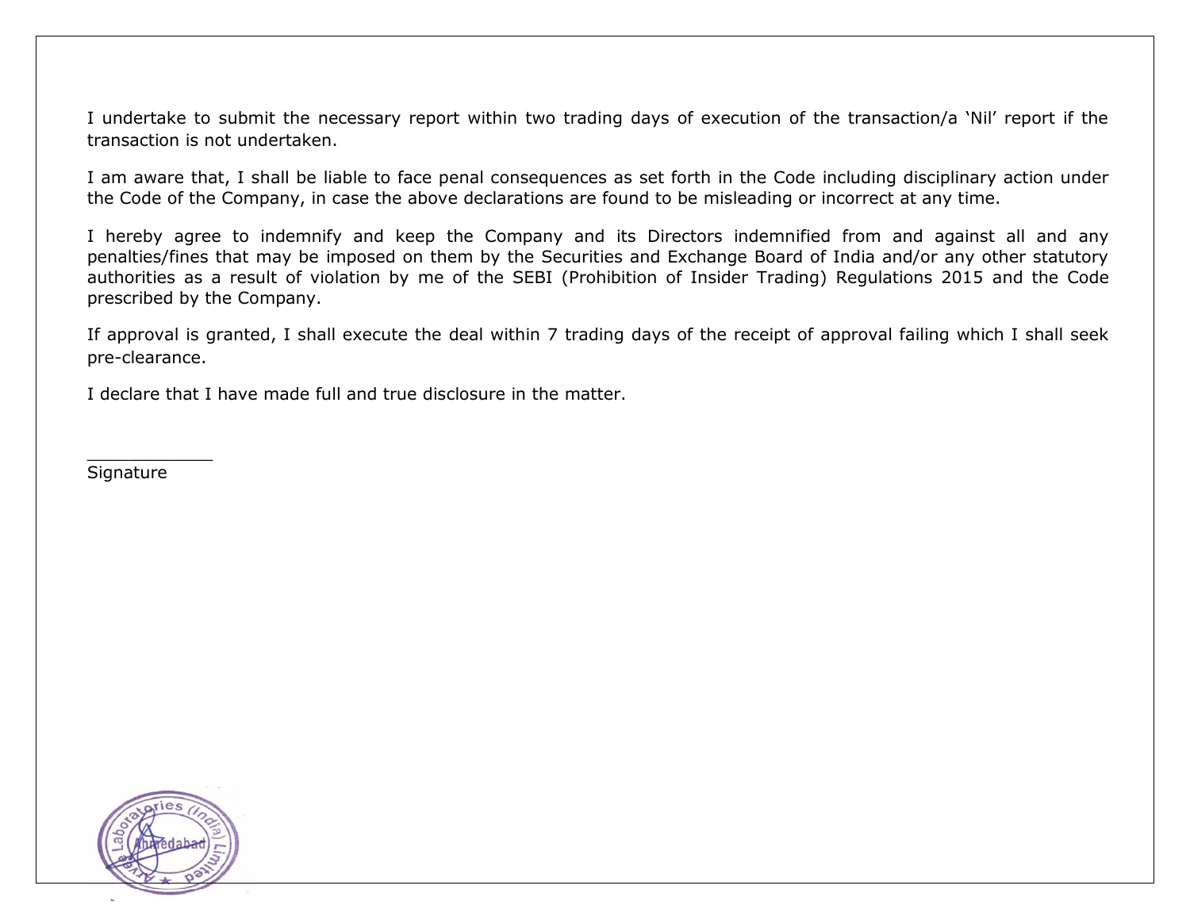I undertake to submit the necessary report within two trading days of execution of the transaction/a 'Nil' report if the transaction is not undertaken.

I am aware that, I shall be liable to face penal consequences as set forth in the Code including disciplinary action under the Code of the Company, in case the above declarations are found to be misleading or incorrect at any time.

I hereby agree to indemnify and keep the Company and its Directors indemnified from and against all and any penalties/fines that may be imposed on them by the Securities and Exchange Board of India and/or any other statutory authorities as a result of violation by me of the SEBI (Prohibition of Insider Trading) Regulations 2015 and the Code prescribed by the Company.

If approval is granted, I shall execute the deal within 7 trading days of the receipt of approval failing which I shall seek pre-clearance.

I declare that I have made full and true disclosure in the matter.

____________
Signature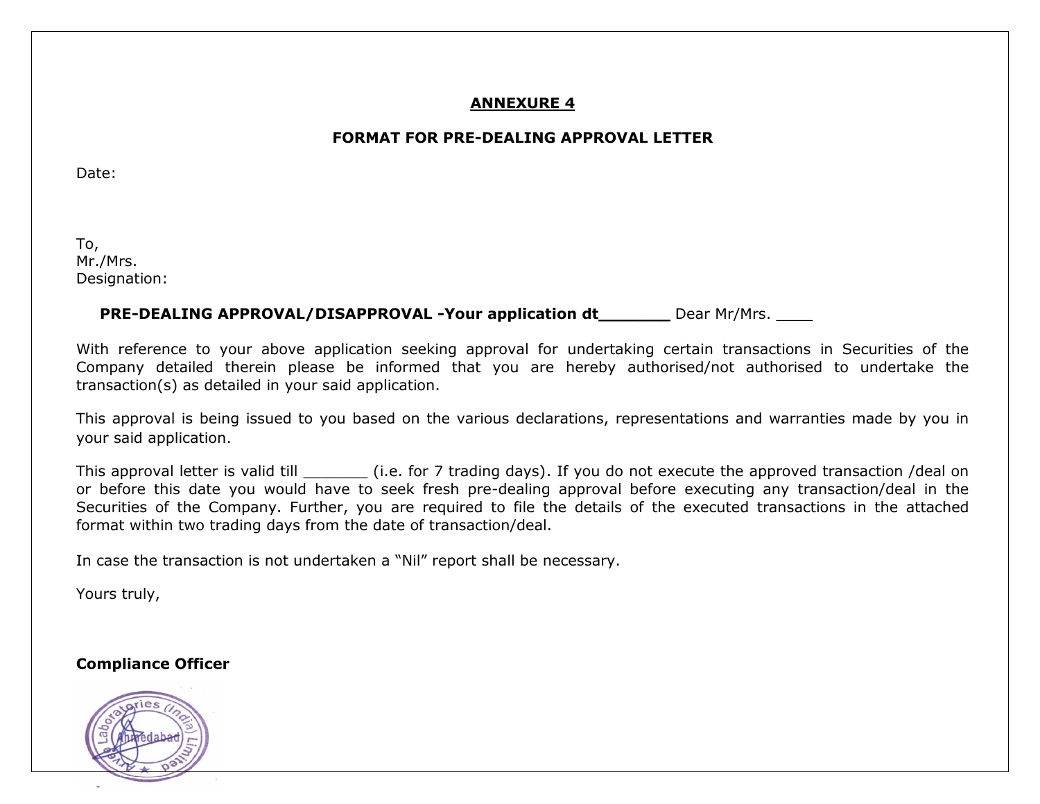## ANNEXURE 4

### FORMAT FOR PRE-DEALING APPROVAL LETTER

Date:

To,
Mr./Mrs.
Designation:

**PRE-DEALING APPROVAL/DISAPPROVAL -Your application dt_______** Dear Mr/Mrs. ____

With reference to your above application seeking approval for undertaking certain transactions in Securities of the Company detailed therein please be informed that you are hereby authorised/not authorised to undertake the transaction(s) as detailed in your said application.

This approval is being issued to you based on the various declarations, representations and warranties made by you in your said application.

This approval letter is valid till _______ (i.e. for 7 trading days). If you do not execute the approved transaction /deal on or before this date you would have to seek fresh pre-dealing approval before executing any transaction/deal in the Securities of the Company. Further, you are required to file the details of the executed transactions in the attached format within two trading days from the date of transaction/deal.

In case the transaction is not undertaken a "Nil" report shall be necessary.

Yours truly,

**Compliance Officer**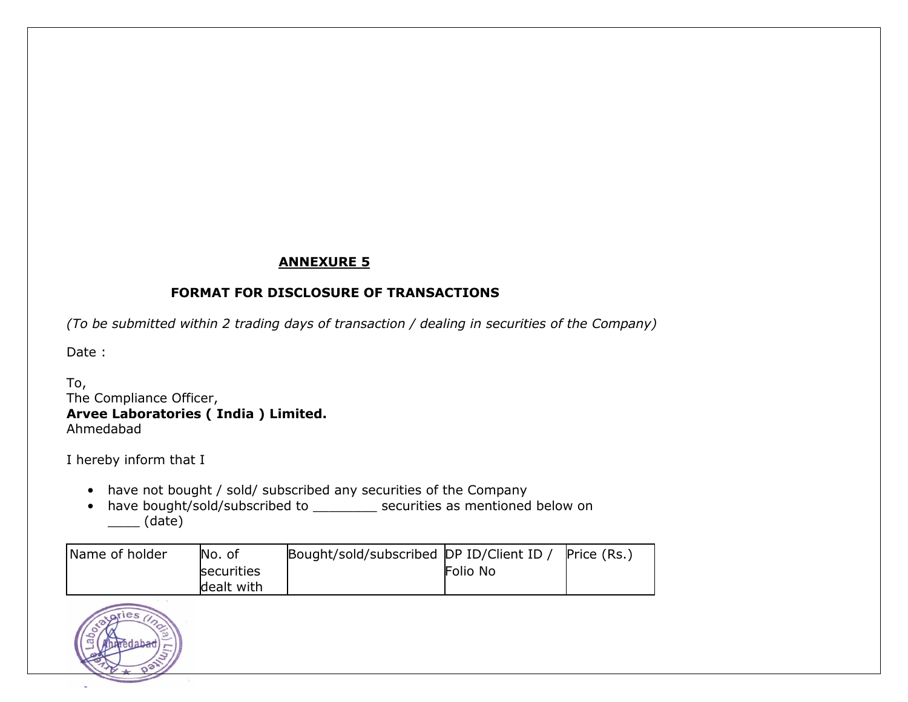## ANNEXURE 5

### FORMAT FOR DISCLOSURE OF TRANSACTIONS

*(To be submitted within 2 trading days of transaction / dealing in securities of the Company)*

Date :

To,
The Compliance Officer,
**Arvee Laboratories ( India ) Limited.**
Ahmedabad

I hereby inform that I

- have not bought / sold/ subscribed any securities of the Company
- have bought/sold/subscribed to ________ securities as mentioned below on ____ (date)

| Name of holder | No. of securities dealt with | Bought/sold/subscribed | DP ID/Client ID / Folio No | Price (Rs.) |
|---|---|---|---|---|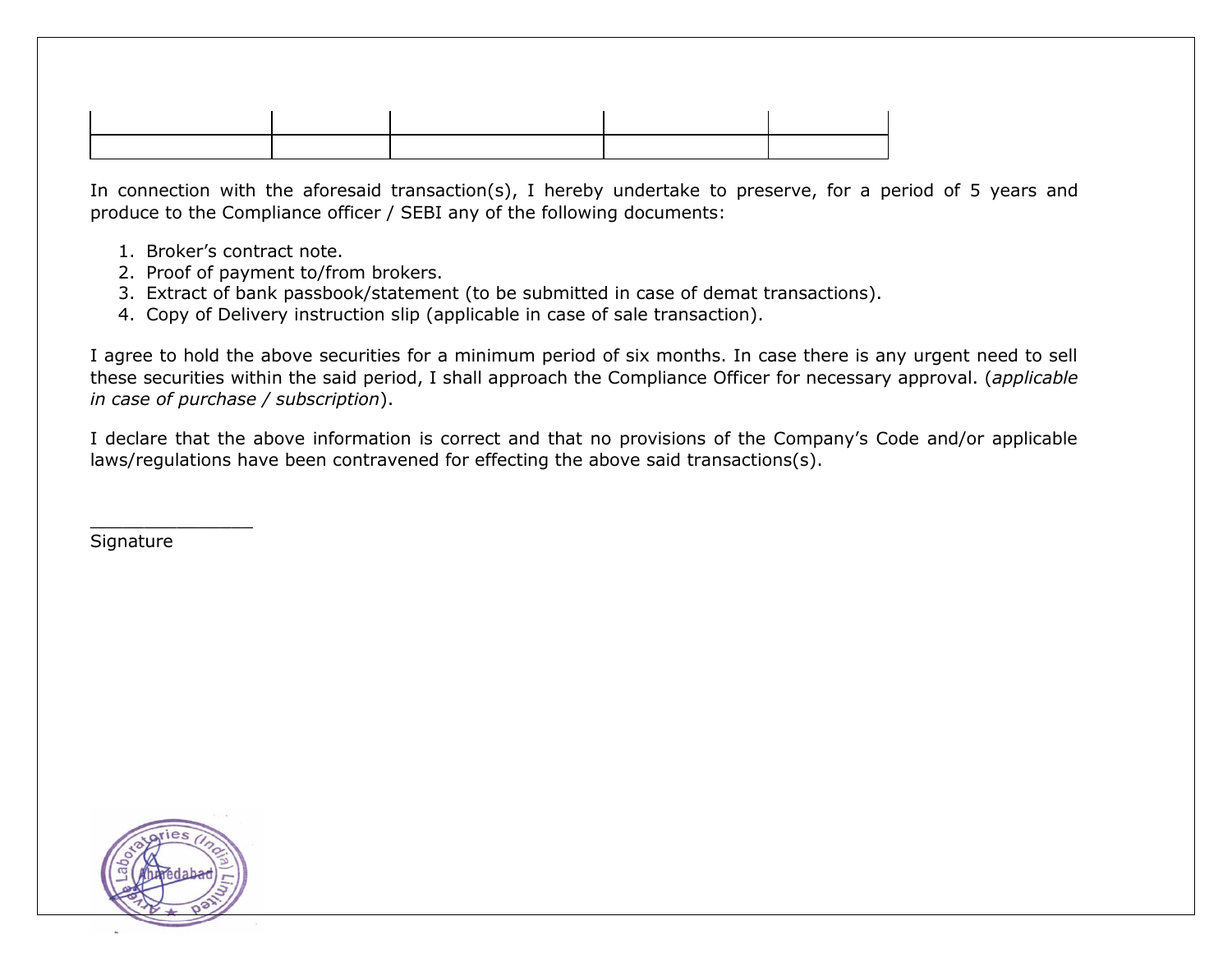| | | | | |
|---|---|---|---|---|
| | | | | |

In connection with the aforesaid transaction(s), I hereby undertake to preserve, for a period of 5 years and produce to the Compliance officer / SEBI any of the following documents:

1. Broker's contract note.
2. Proof of payment to/from brokers.
3. Extract of bank passbook/statement (to be submitted in case of demat transactions).
4. Copy of Delivery instruction slip (applicable in case of sale transaction).

I agree to hold the above securities for a minimum period of six months. In case there is any urgent need to sell these securities within the said period, I shall approach the Compliance Officer for necessary approval. (*applicable in case of purchase / subscription*).

I declare that the above information is correct and that no provisions of the Company's Code and/or applicable laws/regulations have been contravened for effecting the above said transactions(s).

_______________
Signature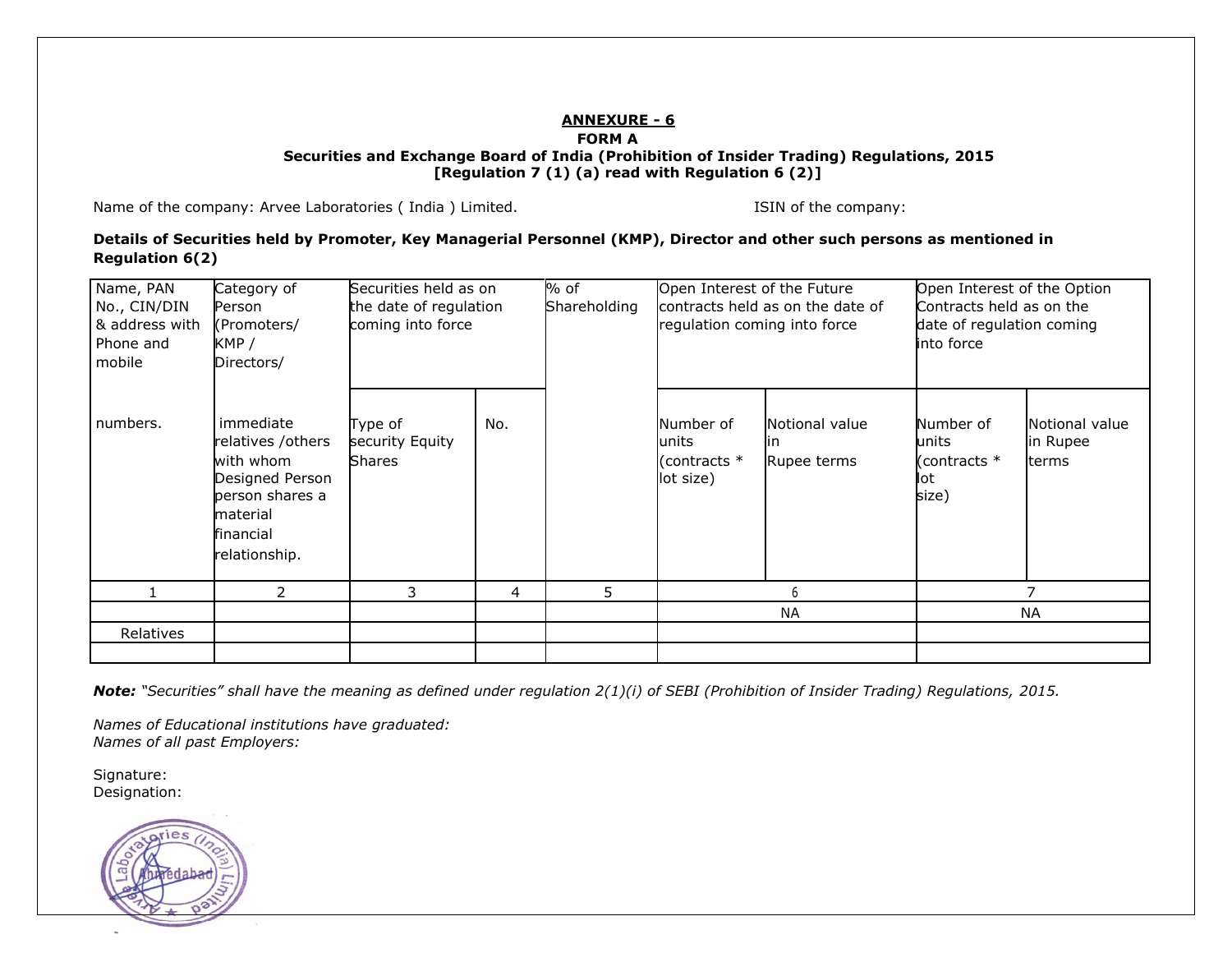**ANNEXURE - 6**

**FORM A**

**Securities and Exchange Board of India (Prohibition of Insider Trading) Regulations, 2015**
**[Regulation 7 (1) (a) read with Regulation 6 (2)]**

Name of the company: Arvee Laboratories ( India ) Limited.  ISIN of the company:

**Details of Securities held by Promoter, Key Managerial Personnel (KMP), Director and other such persons as mentioned in Regulation 6(2)**

| Name, PAN No., CIN/DIN & address with Phone and mobile numbers. | Category of Person (Promoters/ KMP / Directors/ immediate relatives /others with whom Designed Person person shares a material financial relationship. | Securities held as on the date of regulation coming into force | | % of Shareholding | Open Interest of the Future contracts held as on the date of regulation coming into force | | Open Interest of the Option Contracts held as on the date of regulation coming into force | |
|---|---|---|---|---|---|---|---|---|
| | | Type of security Equity Shares | No. | | Number of units (contracts * lot size) | Notional value in Rupee terms | Number of units (contracts * lot size) | Notional value in Rupee terms |
| 1 | 2 | 3 | 4 | 5 | 6 | | 7 | |
| | | | | | NA | | NA | |
| Relatives | | | | | | | | |
| | | | | | | | | |

***Note:*** *"Securities" shall have the meaning as defined under regulation 2(1)(i) of SEBI (Prohibition of Insider Trading) Regulations, 2015.*

*Names of Educational institutions have graduated:*
*Names of all past Employers:*

Signature:
Designation: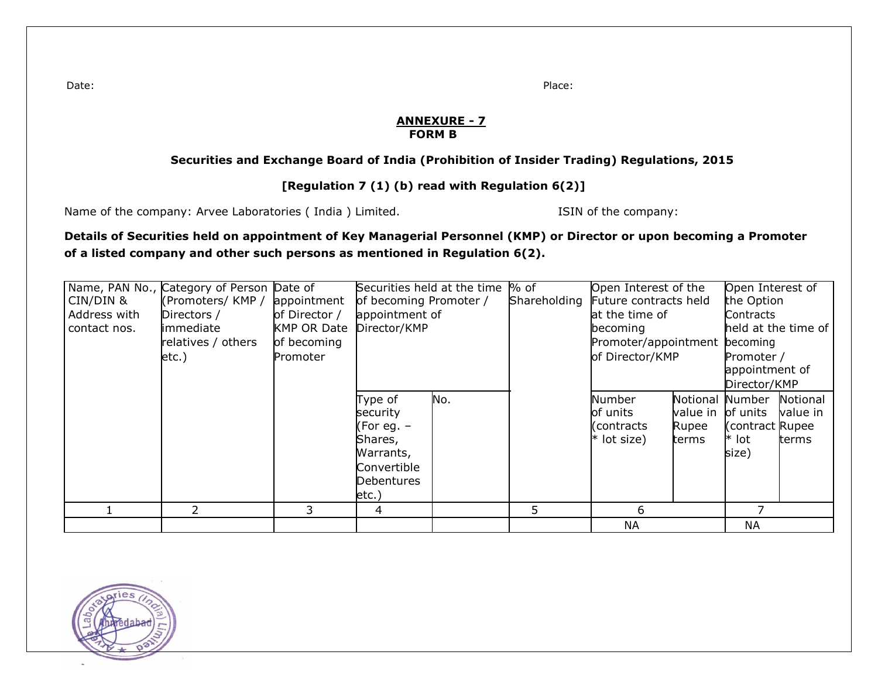Date: Place:

**ANNEXURE - 7**
**FORM B**

**Securities and Exchange Board of India (Prohibition of Insider Trading) Regulations, 2015**

**[Regulation 7 (1) (b) read with Regulation 6(2)]**

Name of the company: Arvee Laboratories ( India ) Limited. ISIN of the company:

**Details of Securities held on appointment of Key Managerial Personnel (KMP) or Director or upon becoming a Promoter of a listed company and other such persons as mentioned in Regulation 6(2).**

| Name, PAN No., CIN/DIN & Address with contact nos. | Category of Person (Promoters/ KMP / Directors / immediate relatives / others etc.) | Date of appointment of Director / KMP OR Date of becoming Promoter | Securities held at the time of becoming Promoter / appointment of Director/KMP | | % of Shareholding | Open Interest of the Future contracts held at the time of becoming Promoter/appointment of Director/KMP | | Open Interest of the Option Contracts held at the time of becoming Promoter / appointment of Director/KMP | |
|---|---|---|---|---|---|---|---|---|---|
| | | | Type of security (For eg. – Shares, Warrants, Convertible Debentures etc.) | No. | | Number of units (contracts * lot size) | Notional value in Rupee terms | Number of units (contract * lot size) | Notional value in Rupee terms |
| 1 | 2 | 3 | 4 | | 5 | 6 | | 7 | |
| | | | | | | NA | | NA | |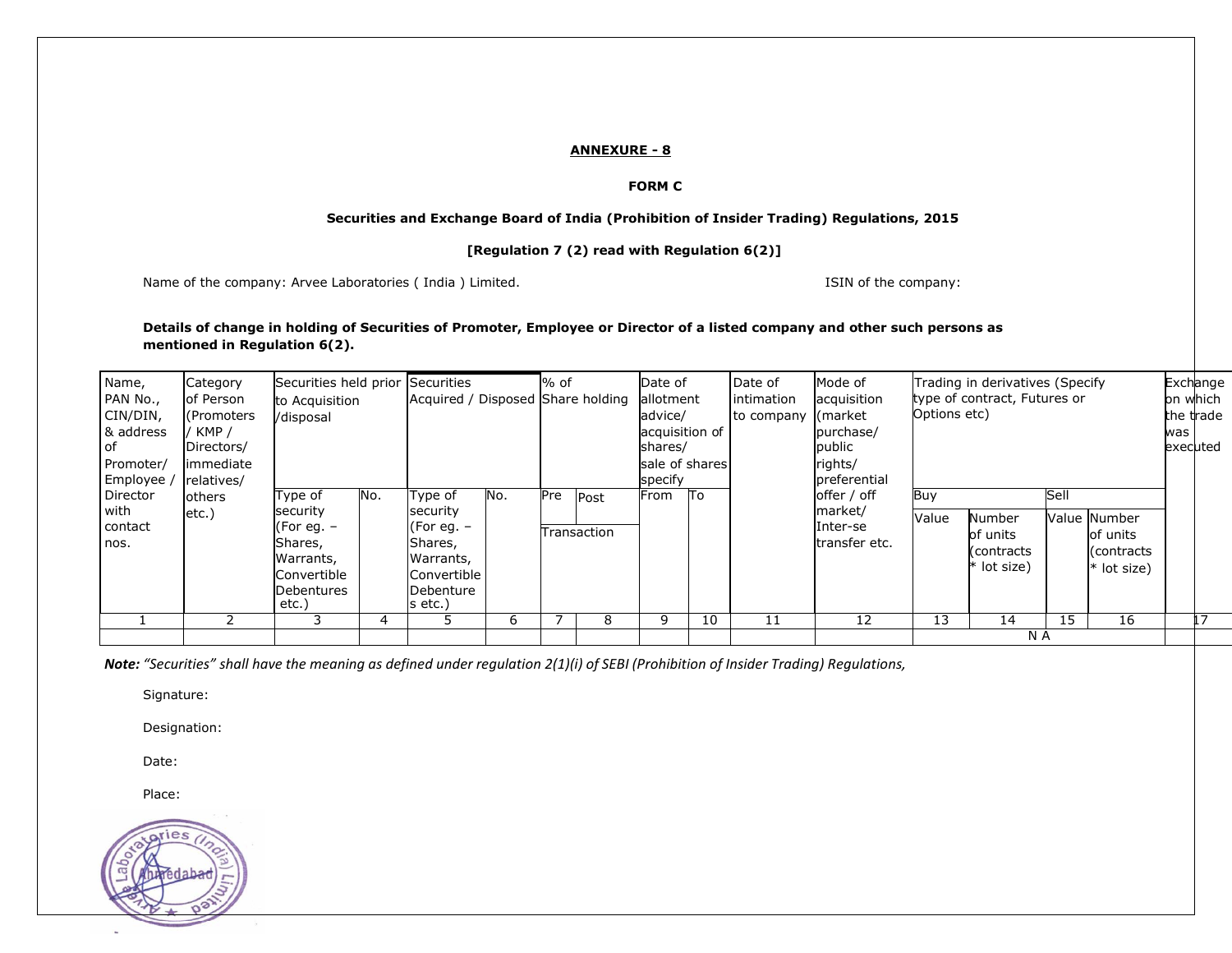**ANNEXURE - 8**

**FORM C**

**Securities and Exchange Board of India (Prohibition of Insider Trading) Regulations, 2015**

**[Regulation 7 (2) read with Regulation 6(2)]**

Name of the company: Arvee Laboratories ( India ) Limited.

ISIN of the company:

**Details of change in holding of Securities of Promoter, Employee or Director of a listed company and other such persons as mentioned in Regulation 6(2).**

| Name, PAN No., CIN/DIN, & address of Promoter/ Employee / Director with contact nos. | Category of Person (Promoters / KMP / Directors/ immediate relatives/ others etc.) | Securities held prior to Acquisition /disposal | | Securities Acquired / Disposed | | % of Share holding | | Date of allotment advice/ acquisition of shares/ sale of shares specify | | Date of intimation to company | Mode of acquisition (market purchase/ public rights/ preferential offer / off market/ Inter-se transfer etc. | Trading in derivatives (Specify type of contract, Futures or Options etc) | | | | Exchange on which the trade was executed |
|---|---|---|---|---|---|---|---|---|---|---|---|---|---|---|---|---|
| | | Type of security (For eg. – Shares, Warrants, Convertible Debentures etc.) | No. | Type of security (For eg. – Shares, Warrants, Convertible Debentures etc.) | No. | Pre Transaction | Post Transaction | From | To | | | Buy | | Sell | | |
| | | | | | | | | | | | | Value | Number of units (contracts * lot size) | Value | Number of units (contracts * lot size) | |
| 1 | 2 | 3 | 4 | 5 | 6 | 7 | 8 | 9 | 10 | 11 | 12 | 13 | 14 | 15 | 16 | 17 |
| | | | | | | | | | | | | N A | | | | |

***Note:*** *"Securities" shall have the meaning as defined under regulation 2(1)(i) of SEBI (Prohibition of Insider Trading) Regulations,*

Signature:

Designation:

Date:

Place: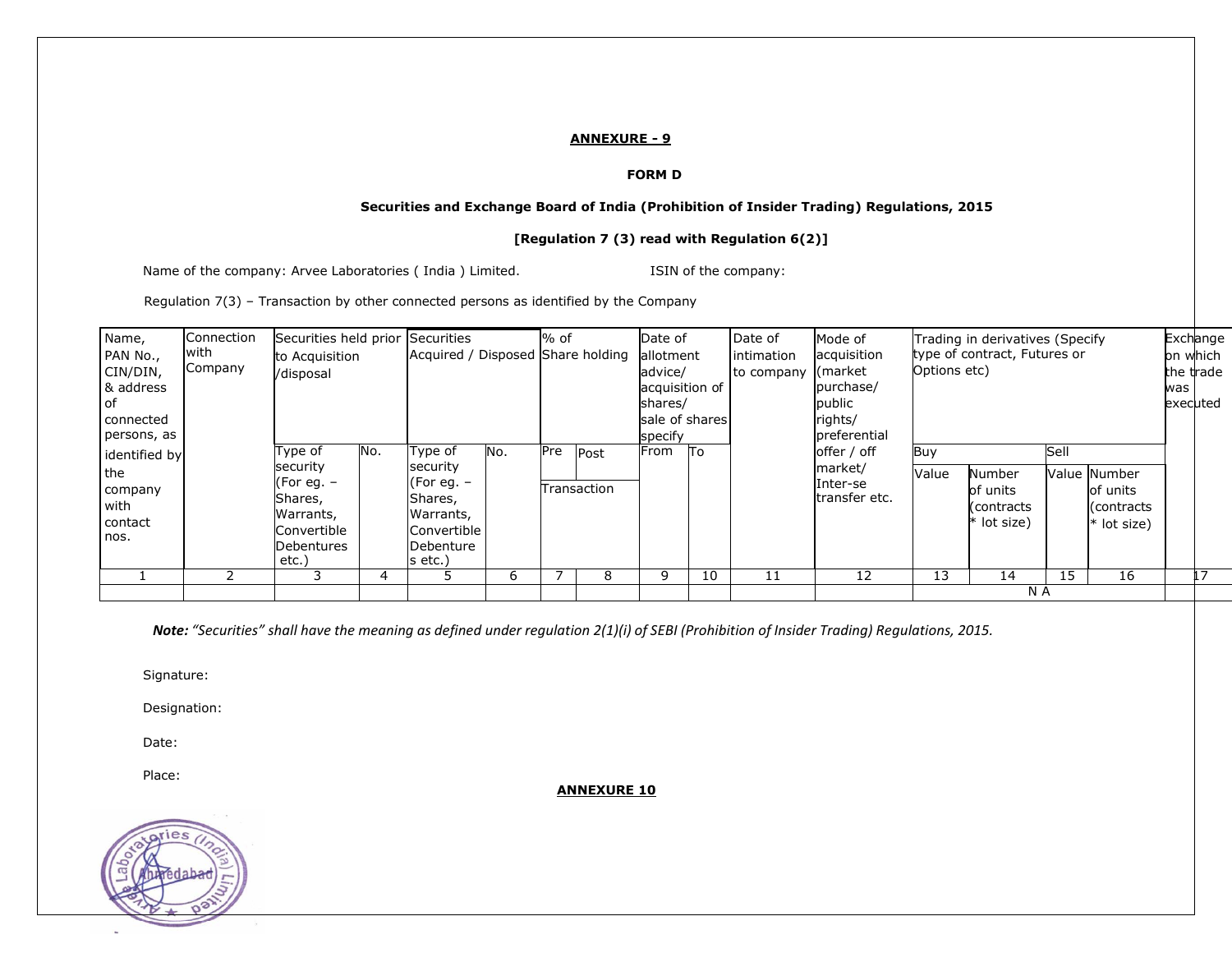**ANNEXURE - 9**

**FORM D**

**Securities and Exchange Board of India (Prohibition of Insider Trading) Regulations, 2015**

**[Regulation 7 (3) read with Regulation 6(2)]**

Name of the company: Arvee Laboratories ( India ) Limited. ISIN of the company:

Regulation 7(3) – Transaction by other connected persons as identified by the Company

| Name, PAN No., CIN/DIN, & address of connected persons, as identified by the company with contact nos. | Connection with Company | Securities held prior to Acquisition /disposal | | Securities Acquired / Disposed | | % of Share holding | | Date of allotment advice/ acquisition of shares/ sale of shares specify | | Date of intimation to company | Mode of acquisition (market purchase/ public rights/ preferential offer / off market/ Inter-se transfer etc. | Trading in derivatives (Specify type of contract, Futures or Options etc) | | | | Exchange on which the trade was executed |
|---|---|---|---|---|---|---|---|---|---|---|---|---|---|---|---|---|
| | | Type of security (For eg. – Shares, Warrants, Convertible Debentures etc.) | No. | Type of security (For eg. – Shares, Warrants, Convertible Debentures etc.) | No. | Pre | Post | From | To | | | Buy | | Sell | | |
| | | | | | | Transaction | | | | | | Value | Number of units (contracts * lot size) | Value | Number of units (contracts * lot size) | |
| 1 | 2 | 3 | 4 | 5 | 6 | 7 | 8 | 9 | 10 | 11 | 12 | 13 | 14 | 15 | 16 | 17 |
| | | | | | | | | | | | | N A | | | | |

***Note:** "Securities" shall have the meaning as defined under regulation 2(1)(i) of SEBI (Prohibition of Insider Trading) Regulations, 2015.*

Signature:

Designation:

Date:

Place:

**ANNEXURE 10**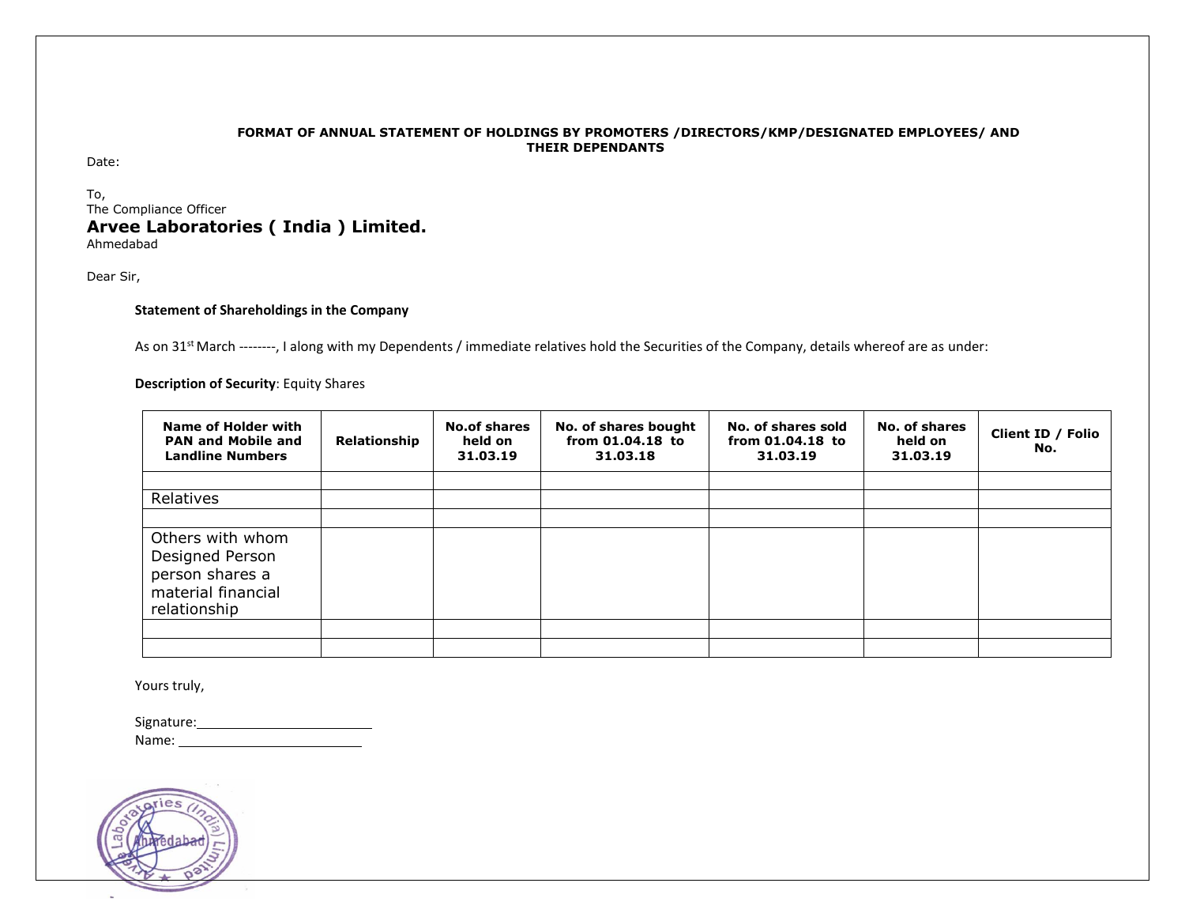**FORMAT OF ANNUAL STATEMENT OF HOLDINGS BY PROMOTERS /DIRECTORS/KMP/DESIGNATED EMPLOYEES/ AND THEIR DEPENDANTS**

Date:

To,
The Compliance Officer
**Arvee Laboratories ( India ) Limited.**
Ahmedabad

Dear Sir,

**Statement of Shareholdings in the Company**

As on 31st March --------, I along with my Dependents / immediate relatives hold the Securities of the Company, details whereof are as under:

**Description of Security**: Equity Shares

| Name of Holder with PAN and Mobile and Landline Numbers | Relationship | No.of shares held on 31.03.19 | No. of shares bought from 01.04.18 to 31.03.18 | No. of shares sold from 01.04.18 to 31.03.19 | No. of shares held on 31.03.19 | Client ID / Folio No. |
|---|---|---|---|---|---|---|
| | | | | | | |
| Relatives | | | | | | |
| | | | | | | |
| Others with whom Designed Person person shares a material financial relationship | | | | | | |
| | | | | | | |
| | | | | | | |

Yours truly,

Signature:_______________________
Name: _______________________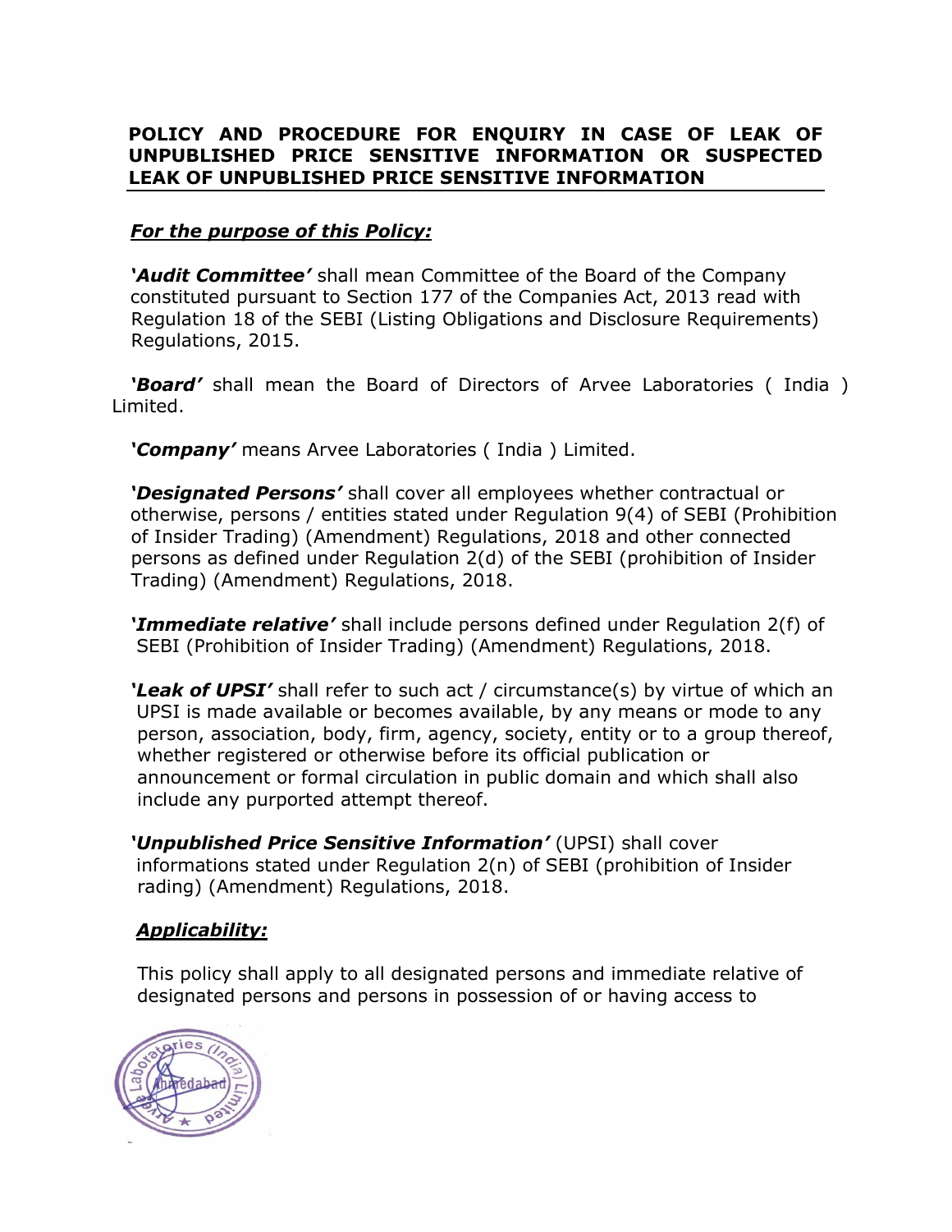# POLICY AND PROCEDURE FOR ENQUIRY IN CASE OF LEAK OF UNPUBLISHED PRICE SENSITIVE INFORMATION OR SUSPECTED LEAK OF UNPUBLISHED PRICE SENSITIVE INFORMATION

***For the purpose of this Policy:***

***'Audit Committee'*** shall mean Committee of the Board of the Company constituted pursuant to Section 177 of the Companies Act, 2013 read with Regulation 18 of the SEBI (Listing Obligations and Disclosure Requirements) Regulations, 2015.

***'Board'*** shall mean the Board of Directors of Arvee Laboratories ( India ) Limited.

***'Company'*** means Arvee Laboratories ( India ) Limited.

***'Designated Persons'*** shall cover all employees whether contractual or otherwise, persons / entities stated under Regulation 9(4) of SEBI (Prohibition of Insider Trading) (Amendment) Regulations, 2018 and other connected persons as defined under Regulation 2(d) of the SEBI (prohibition of Insider Trading) (Amendment) Regulations, 2018.

***'Immediate relative'*** shall include persons defined under Regulation 2(f) of SEBI (Prohibition of Insider Trading) (Amendment) Regulations, 2018.

***'Leak of UPSI'*** shall refer to such act / circumstance(s) by virtue of which an UPSI is made available or becomes available, by any means or mode to any person, association, body, firm, agency, society, entity or to a group thereof, whether registered or otherwise before its official publication or announcement or formal circulation in public domain and which shall also include any purported attempt thereof.

***'Unpublished Price Sensitive Information'*** (UPSI) shall cover informations stated under Regulation 2(n) of SEBI (prohibition of Insider rading) (Amendment) Regulations, 2018.

***Applicability:***

This policy shall apply to all designated persons and immediate relative of designated persons and persons in possession of or having access to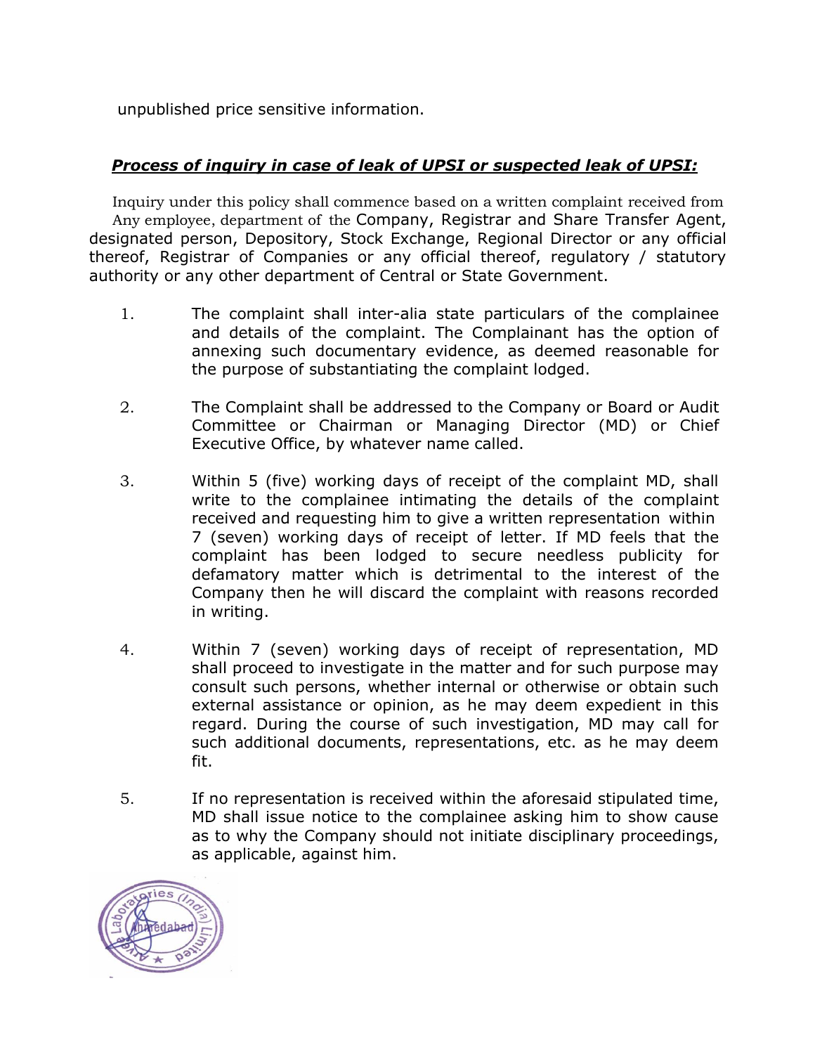unpublished price sensitive information.

***Process of inquiry in case of leak of UPSI or suspected leak of UPSI:***

Inquiry under this policy shall commence based on a written complaint received from Any employee, department of the Company, Registrar and Share Transfer Agent, designated person, Depository, Stock Exchange, Regional Director or any official thereof, Registrar of Companies or any official thereof, regulatory / statutory authority or any other department of Central or State Government.

1. The complaint shall inter-alia state particulars of the complainee and details of the complaint. The Complainant has the option of annexing such documentary evidence, as deemed reasonable for the purpose of substantiating the complaint lodged.

2. The Complaint shall be addressed to the Company or Board or Audit Committee or Chairman or Managing Director (MD) or Chief Executive Office, by whatever name called.

3. Within 5 (five) working days of receipt of the complaint MD, shall write to the complainee intimating the details of the complaint received and requesting him to give a written representation within 7 (seven) working days of receipt of letter. If MD feels that the complaint has been lodged to secure needless publicity for defamatory matter which is detrimental to the interest of the Company then he will discard the complaint with reasons recorded in writing.

4. Within 7 (seven) working days of receipt of representation, MD shall proceed to investigate in the matter and for such purpose may consult such persons, whether internal or otherwise or obtain such external assistance or opinion, as he may deem expedient in this regard. During the course of such investigation, MD may call for such additional documents, representations, etc. as he may deem fit.

5. If no representation is received within the aforesaid stipulated time, MD shall issue notice to the complainee asking him to show cause as to why the Company should not initiate disciplinary proceedings, as applicable, against him.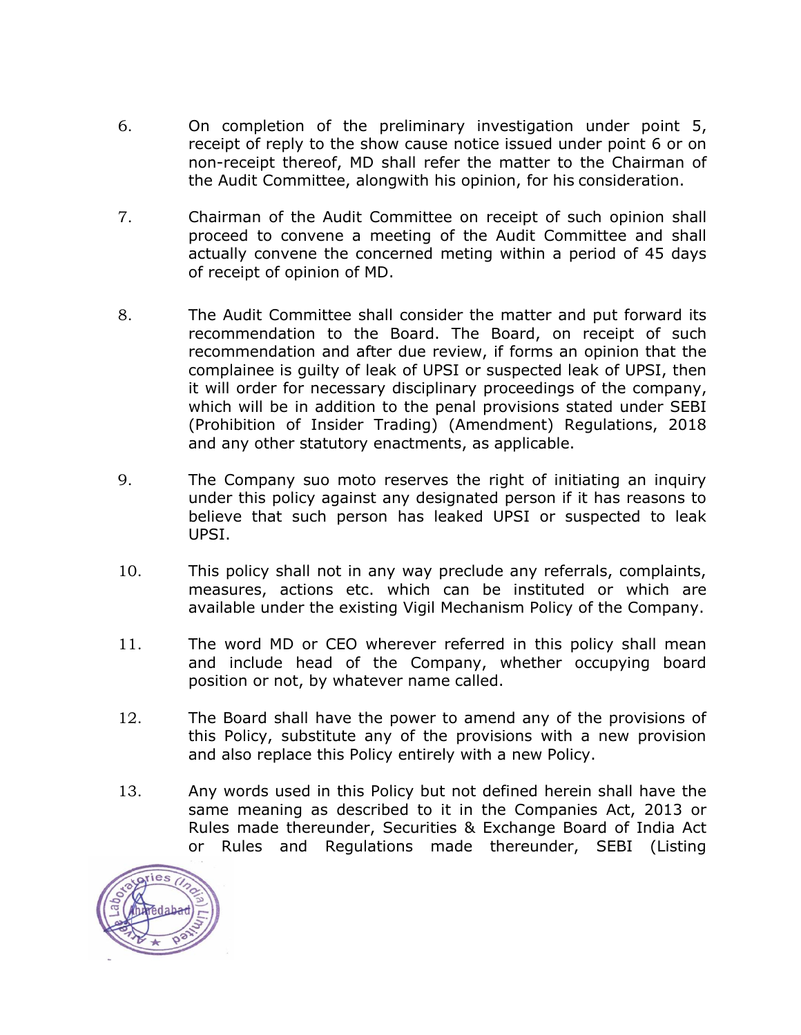6. On completion of the preliminary investigation under point 5, receipt of reply to the show cause notice issued under point 6 or on non-receipt thereof, MD shall refer the matter to the Chairman of the Audit Committee, alongwith his opinion, for his consideration.

7. Chairman of the Audit Committee on receipt of such opinion shall proceed to convene a meeting of the Audit Committee and shall actually convene the concerned meting within a period of 45 days of receipt of opinion of MD.

8. The Audit Committee shall consider the matter and put forward its recommendation to the Board. The Board, on receipt of such recommendation and after due review, if forms an opinion that the complainee is guilty of leak of UPSI or suspected leak of UPSI, then it will order for necessary disciplinary proceedings of the company, which will be in addition to the penal provisions stated under SEBI (Prohibition of Insider Trading) (Amendment) Regulations, 2018 and any other statutory enactments, as applicable.

9. The Company suo moto reserves the right of initiating an inquiry under this policy against any designated person if it has reasons to believe that such person has leaked UPSI or suspected to leak UPSI.

10. This policy shall not in any way preclude any referrals, complaints, measures, actions etc. which can be instituted or which are available under the existing Vigil Mechanism Policy of the Company.

11. The word MD or CEO wherever referred in this policy shall mean and include head of the Company, whether occupying board position or not, by whatever name called.

12. The Board shall have the power to amend any of the provisions of this Policy, substitute any of the provisions with a new provision and also replace this Policy entirely with a new Policy.

13. Any words used in this Policy but not defined herein shall have the same meaning as described to it in the Companies Act, 2013 or Rules made thereunder, Securities & Exchange Board of India Act or Rules and Regulations made thereunder, SEBI (Listing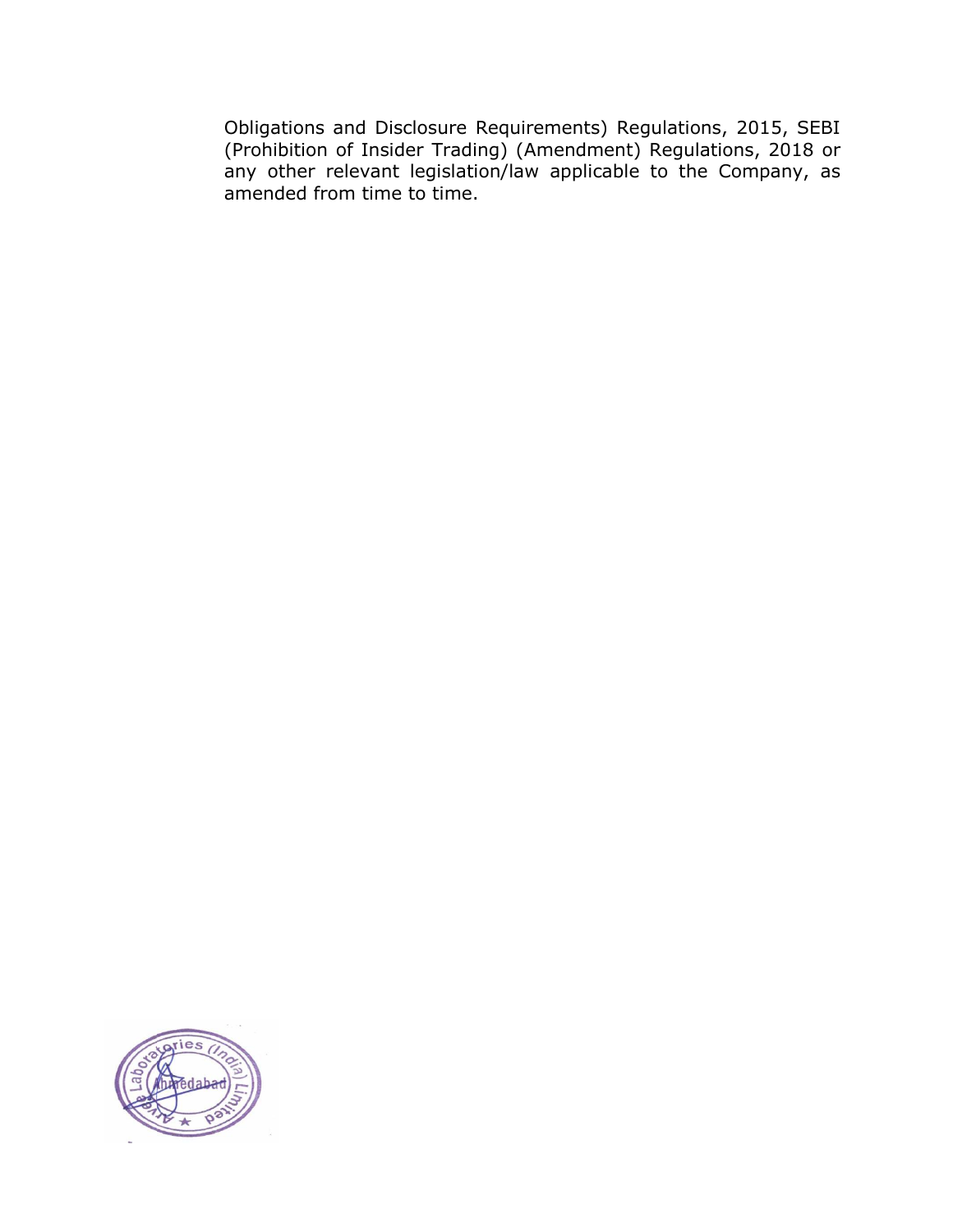Obligations and Disclosure Requirements) Regulations, 2015, SEBI (Prohibition of Insider Trading) (Amendment) Regulations, 2018 or any other relevant legislation/law applicable to the Company, as amended from time to time.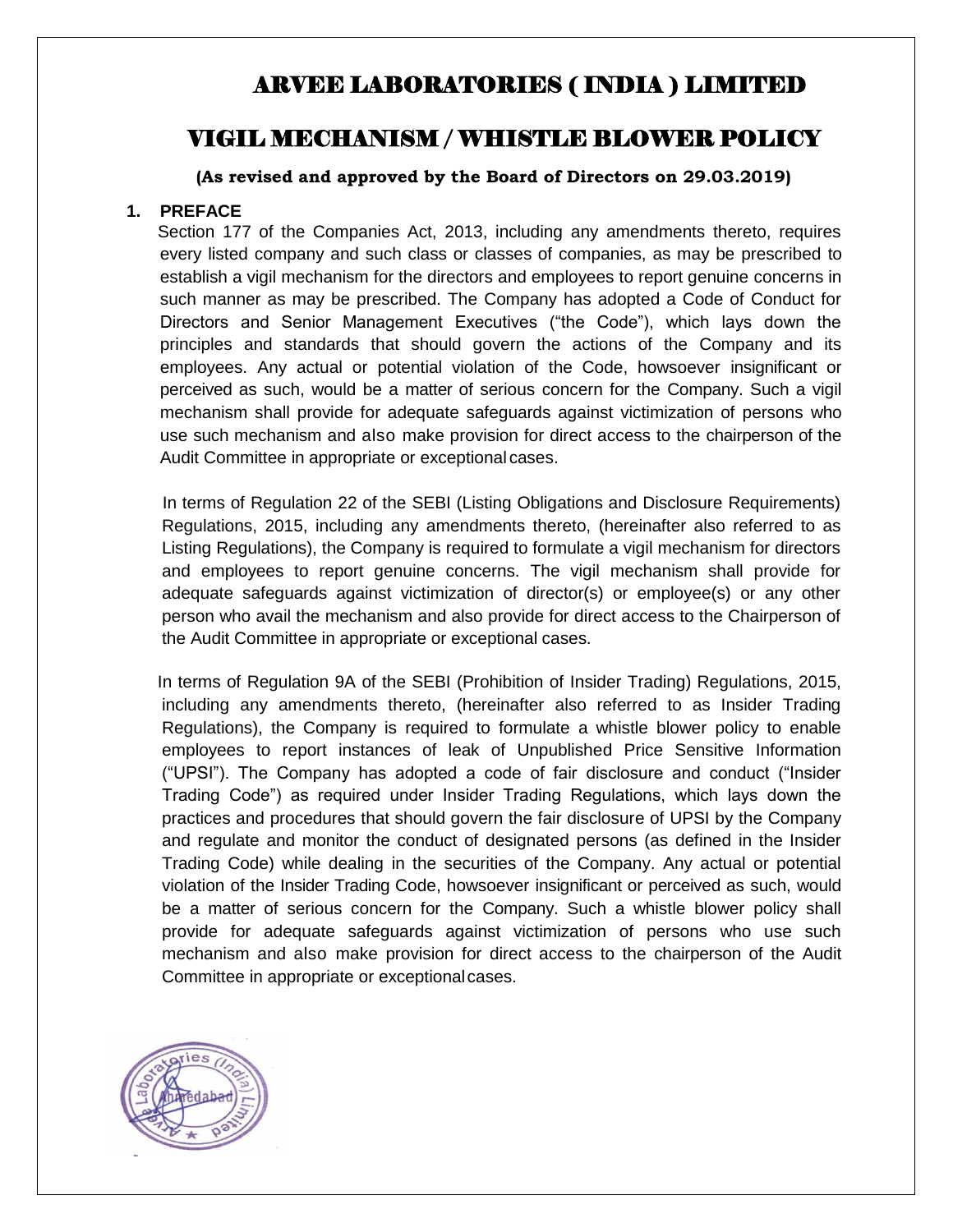# ARVEE LABORATORIES ( INDIA ) LIMITED

# VIGIL MECHANISM / WHISTLE BLOWER POLICY

**(As revised and approved by the Board of Directors on 29.03.2019)**

## 1. PREFACE

Section 177 of the Companies Act, 2013, including any amendments thereto, requires every listed company and such class or classes of companies, as may be prescribed to establish a vigil mechanism for the directors and employees to report genuine concerns in such manner as may be prescribed. The Company has adopted a Code of Conduct for Directors and Senior Management Executives ("the Code"), which lays down the principles and standards that should govern the actions of the Company and its employees. Any actual or potential violation of the Code, howsoever insignificant or perceived as such, would be a matter of serious concern for the Company. Such a vigil mechanism shall provide for adequate safeguards against victimization of persons who use such mechanism and also make provision for direct access to the chairperson of the Audit Committee in appropriate or exceptional cases.

In terms of Regulation 22 of the SEBI (Listing Obligations and Disclosure Requirements) Regulations, 2015, including any amendments thereto, (hereinafter also referred to as Listing Regulations), the Company is required to formulate a vigil mechanism for directors and employees to report genuine concerns. The vigil mechanism shall provide for adequate safeguards against victimization of director(s) or employee(s) or any other person who avail the mechanism and also provide for direct access to the Chairperson of the Audit Committee in appropriate or exceptional cases.

In terms of Regulation 9A of the SEBI (Prohibition of Insider Trading) Regulations, 2015, including any amendments thereto, (hereinafter also referred to as Insider Trading Regulations), the Company is required to formulate a whistle blower policy to enable employees to report instances of leak of Unpublished Price Sensitive Information ("UPSI"). The Company has adopted a code of fair disclosure and conduct ("Insider Trading Code") as required under Insider Trading Regulations, which lays down the practices and procedures that should govern the fair disclosure of UPSI by the Company and regulate and monitor the conduct of designated persons (as defined in the Insider Trading Code) while dealing in the securities of the Company. Any actual or potential violation of the Insider Trading Code, howsoever insignificant or perceived as such, would be a matter of serious concern for the Company. Such a whistle blower policy shall provide for adequate safeguards against victimization of persons who use such mechanism and also make provision for direct access to the chairperson of the Audit Committee in appropriate or exceptional cases.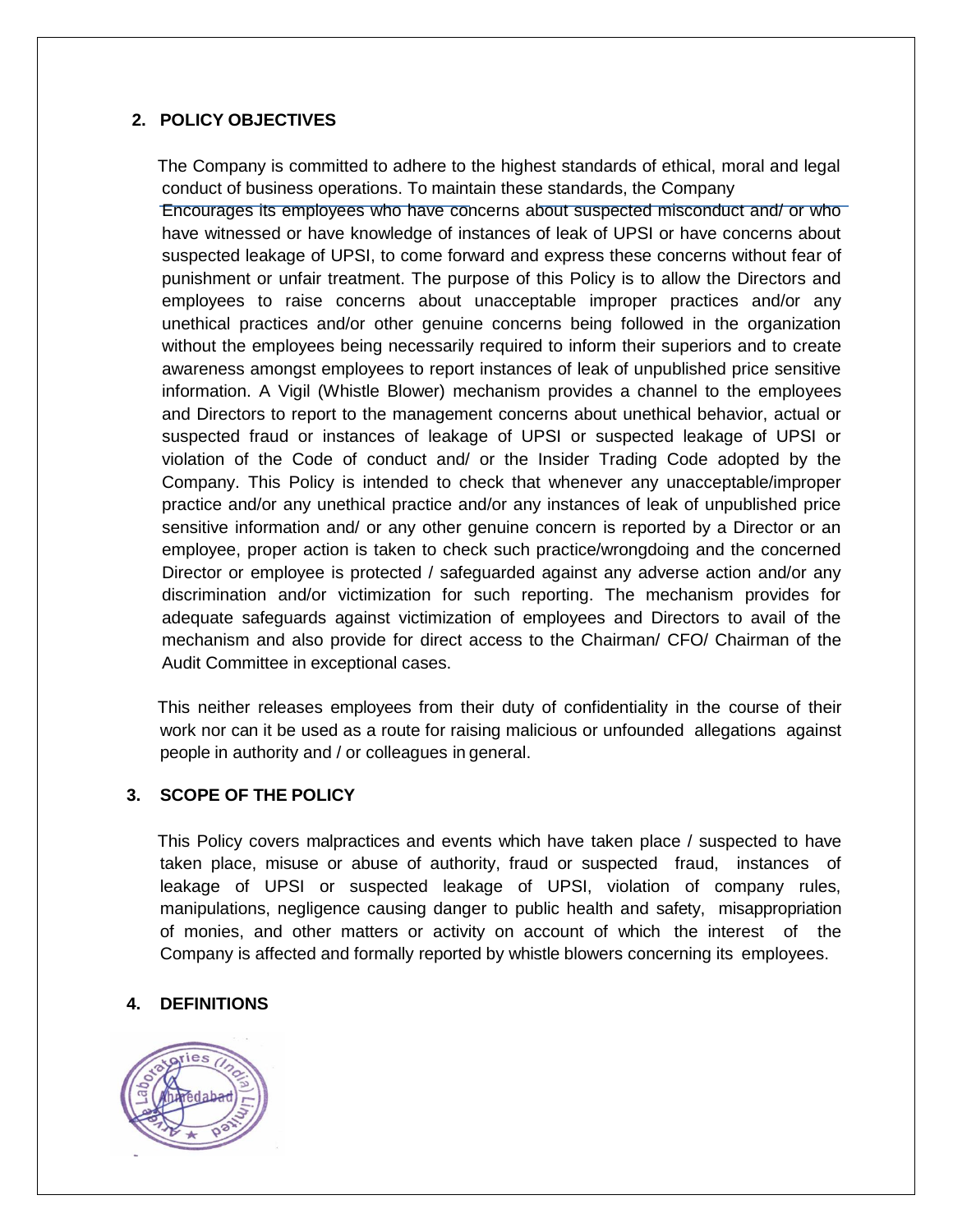## 2. POLICY OBJECTIVES

The Company is committed to adhere to the highest standards of ethical, moral and legal conduct of business operations. To maintain these standards, the Company Encourages its employees who have concerns about suspected misconduct and/ or who have witnessed or have knowledge of instances of leak of UPSI or have concerns about suspected leakage of UPSI, to come forward and express these concerns without fear of punishment or unfair treatment. The purpose of this Policy is to allow the Directors and employees to raise concerns about unacceptable improper practices and/or any unethical practices and/or other genuine concerns being followed in the organization without the employees being necessarily required to inform their superiors and to create awareness amongst employees to report instances of leak of unpublished price sensitive information. A Vigil (Whistle Blower) mechanism provides a channel to the employees and Directors to report to the management concerns about unethical behavior, actual or suspected fraud or instances of leakage of UPSI or suspected leakage of UPSI or violation of the Code of conduct and/ or the Insider Trading Code adopted by the Company. This Policy is intended to check that whenever any unacceptable/improper practice and/or any unethical practice and/or any instances of leak of unpublished price sensitive information and/ or any other genuine concern is reported by a Director or an employee, proper action is taken to check such practice/wrongdoing and the concerned Director or employee is protected / safeguarded against any adverse action and/or any discrimination and/or victimization for such reporting. The mechanism provides for adequate safeguards against victimization of employees and Directors to avail of the mechanism and also provide for direct access to the Chairman/ CFO/ Chairman of the Audit Committee in exceptional cases.

This neither releases employees from their duty of confidentiality in the course of their work nor can it be used as a route for raising malicious or unfounded allegations against people in authority and / or colleagues in general.

## 3. SCOPE OF THE POLICY

This Policy covers malpractices and events which have taken place / suspected to have taken place, misuse or abuse of authority, fraud or suspected fraud, instances of leakage of UPSI or suspected leakage of UPSI, violation of company rules, manipulations, negligence causing danger to public health and safety, misappropriation of monies, and other matters or activity on account of which the interest of the Company is affected and formally reported by whistle blowers concerning its employees.

## 4. DEFINITIONS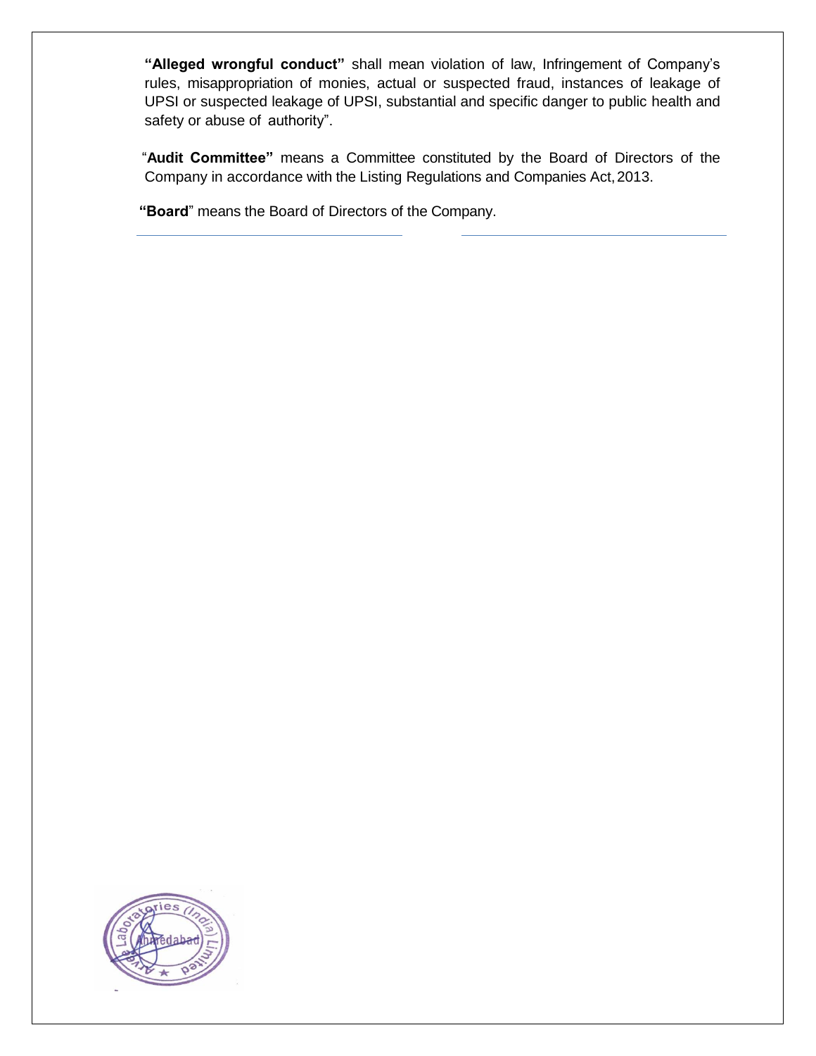**"Alleged wrongful conduct"** shall mean violation of law, Infringement of Company's rules, misappropriation of monies, actual or suspected fraud, instances of leakage of UPSI or suspected leakage of UPSI, substantial and specific danger to public health and safety or abuse of authority".

"**Audit Committee"** means a Committee constituted by the Board of Directors of the Company in accordance with the Listing Regulations and Companies Act, 2013.

**"Board**" means the Board of Directors of the Company.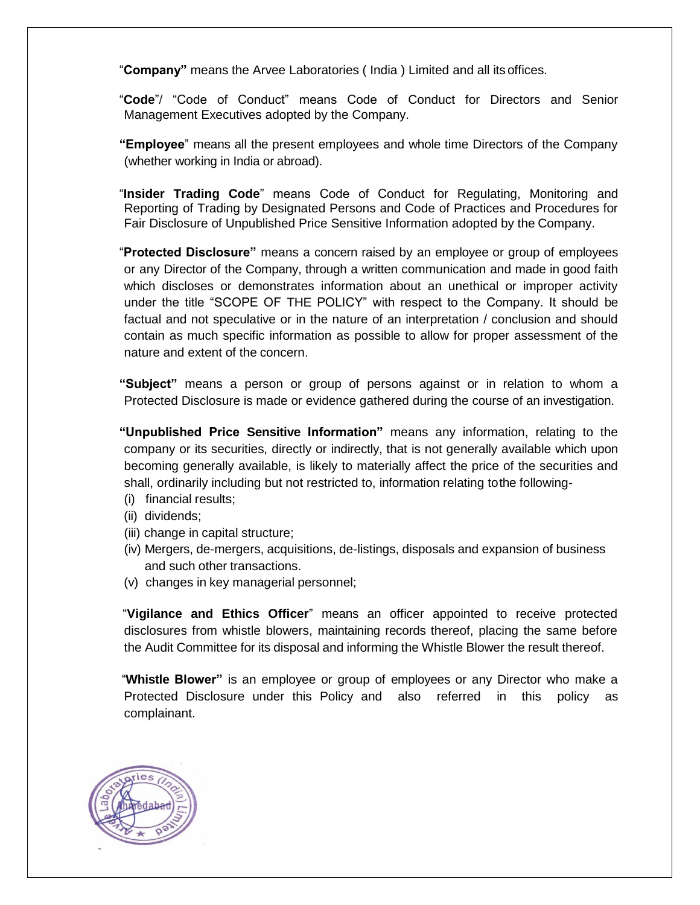"**Company"** means the Arvee Laboratories ( India ) Limited and all its offices.

"**Code**"/ "Code of Conduct" means Code of Conduct for Directors and Senior Management Executives adopted by the Company.

**"Employee**" means all the present employees and whole time Directors of the Company (whether working in India or abroad).

"**Insider Trading Code**" means Code of Conduct for Regulating, Monitoring and Reporting of Trading by Designated Persons and Code of Practices and Procedures for Fair Disclosure of Unpublished Price Sensitive Information adopted by the Company.

"**Protected Disclosure"** means a concern raised by an employee or group of employees or any Director of the Company, through a written communication and made in good faith which discloses or demonstrates information about an unethical or improper activity under the title "SCOPE OF THE POLICY" with respect to the Company. It should be factual and not speculative or in the nature of an interpretation / conclusion and should contain as much specific information as possible to allow for proper assessment of the nature and extent of the concern.

**"Subject"** means a person or group of persons against or in relation to whom a Protected Disclosure is made or evidence gathered during the course of an investigation.

**"Unpublished Price Sensitive Information"** means any information, relating to the company or its securities, directly or indirectly, that is not generally available which upon becoming generally available, is likely to materially affect the price of the securities and shall, ordinarily including but not restricted to, information relating to the following-

(i) financial results;
(ii) dividends;
(iii) change in capital structure;
(iv) Mergers, de-mergers, acquisitions, de-listings, disposals and expansion of business and such other transactions.
(v) changes in key managerial personnel;

"**Vigilance and Ethics Officer**" means an officer appointed to receive protected disclosures from whistle blowers, maintaining records thereof, placing the same before the Audit Committee for its disposal and informing the Whistle Blower the result thereof.

"**Whistle Blower"** is an employee or group of employees or any Director who make a Protected Disclosure under this Policy and also referred in this policy as complainant.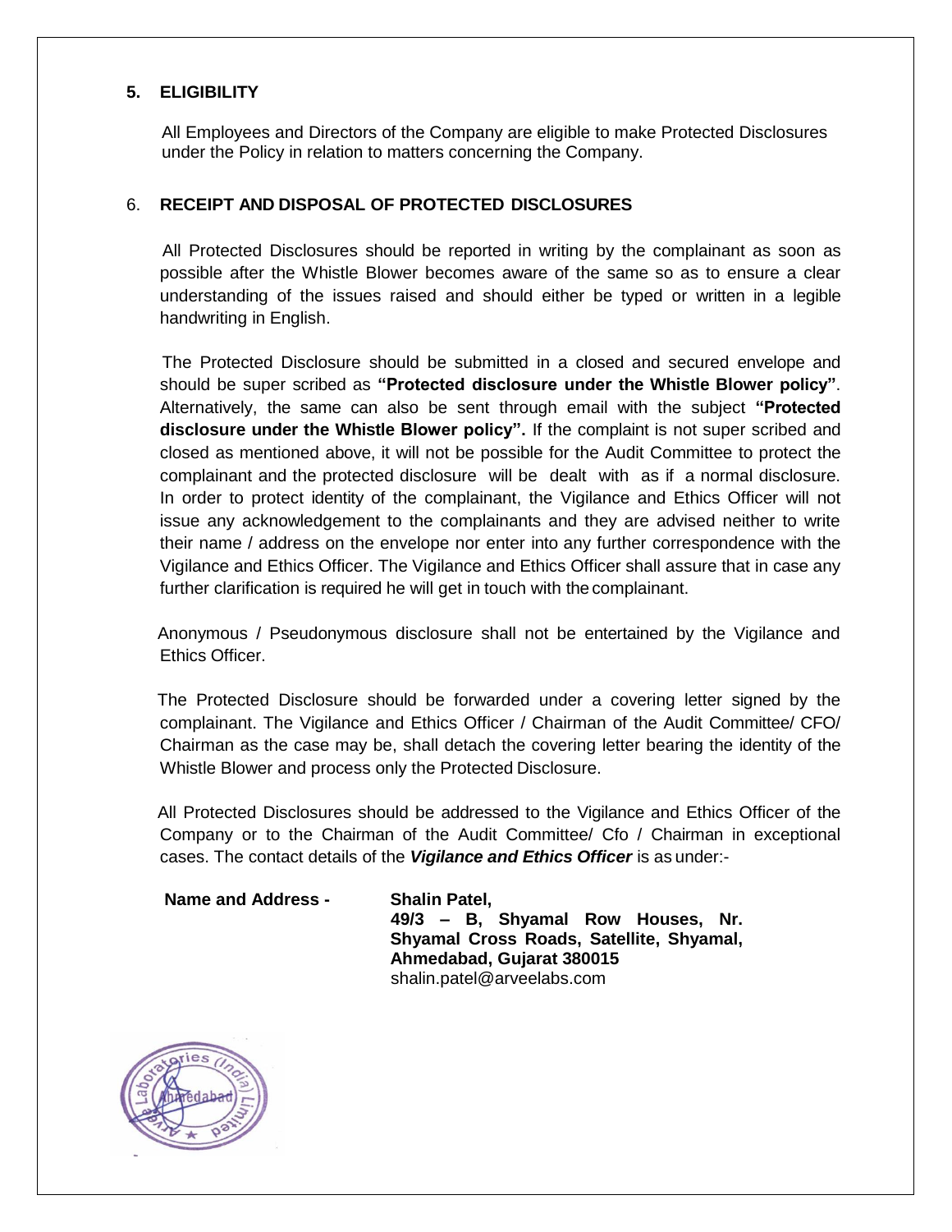## 5. ELIGIBILITY

All Employees and Directors of the Company are eligible to make Protected Disclosures under the Policy in relation to matters concerning the Company.

## 6. RECEIPT AND DISPOSAL OF PROTECTED DISCLOSURES

All Protected Disclosures should be reported in writing by the complainant as soon as possible after the Whistle Blower becomes aware of the same so as to ensure a clear understanding of the issues raised and should either be typed or written in a legible handwriting in English.

The Protected Disclosure should be submitted in a closed and secured envelope and should be super scribed as **"Protected disclosure under the Whistle Blower policy"**. Alternatively, the same can also be sent through email with the subject **"Protected disclosure under the Whistle Blower policy".** If the complaint is not super scribed and closed as mentioned above, it will not be possible for the Audit Committee to protect the complainant and the protected disclosure will be dealt with as if a normal disclosure. In order to protect identity of the complainant, the Vigilance and Ethics Officer will not issue any acknowledgement to the complainants and they are advised neither to write their name / address on the envelope nor enter into any further correspondence with the Vigilance and Ethics Officer. The Vigilance and Ethics Officer shall assure that in case any further clarification is required he will get in touch with the complainant.

Anonymous / Pseudonymous disclosure shall not be entertained by the Vigilance and Ethics Officer.

The Protected Disclosure should be forwarded under a covering letter signed by the complainant. The Vigilance and Ethics Officer / Chairman of the Audit Committee/ CFO/ Chairman as the case may be, shall detach the covering letter bearing the identity of the Whistle Blower and process only the Protected Disclosure.

All Protected Disclosures should be addressed to the Vigilance and Ethics Officer of the Company or to the Chairman of the Audit Committee/ Cfo / Chairman in exceptional cases. The contact details of the ***Vigilance and Ethics Officer*** is as under:-

**Name and Address -** **Shalin Patel,**
**49/3 – B, Shyamal Row Houses, Nr. Shyamal Cross Roads, Satellite, Shyamal, Ahmedabad, Gujarat 380015**
shalin.patel@arveelabs.com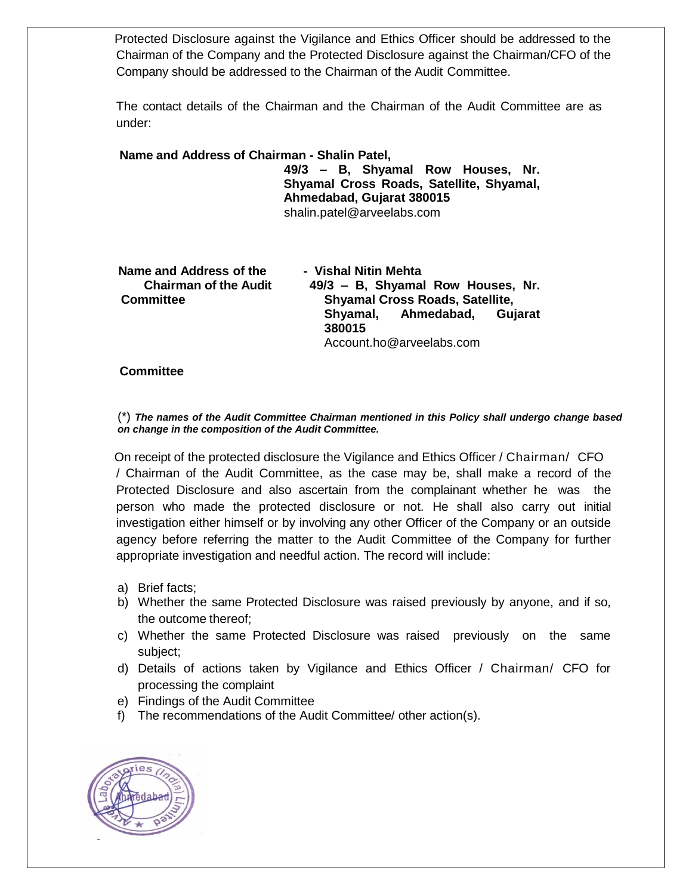Protected Disclosure against the Vigilance and Ethics Officer should be addressed to the Chairman of the Company and the Protected Disclosure against the Chairman/CFO of the Company should be addressed to the Chairman of the Audit Committee.

The contact details of the Chairman and the Chairman of the Audit Committee are as under:

**Name and Address of Chairman - Shalin Patel,**
**49/3 – B, Shyamal Row Houses, Nr. Shyamal Cross Roads, Satellite, Shyamal, Ahmedabad, Gujarat 380015**
shalin.patel@arveelabs.com

**Name and Address of the Chairman of the Audit Committee - Vishal Nitin Mehta**
**49/3 – B, Shyamal Row Houses, Nr. Shyamal Cross Roads, Satellite, Shyamal, Ahmedabad, Gujarat 380015**
Account.ho@arveelabs.com

**Committee**

(*) ***The names of the Audit Committee Chairman mentioned in this Policy shall undergo change based on change in the composition of the Audit Committee.***

On receipt of the protected disclosure the Vigilance and Ethics Officer / Chairman/ CFO / Chairman of the Audit Committee, as the case may be, shall make a record of the Protected Disclosure and also ascertain from the complainant whether he was the person who made the protected disclosure or not. He shall also carry out initial investigation either himself or by involving any other Officer of the Company or an outside agency before referring the matter to the Audit Committee of the Company for further appropriate investigation and needful action. The record will include:

a) Brief facts;
b) Whether the same Protected Disclosure was raised previously by anyone, and if so, the outcome thereof;
c) Whether the same Protected Disclosure was raised previously on the same subject;
d) Details of actions taken by Vigilance and Ethics Officer / Chairman/ CFO for processing the complaint
e) Findings of the Audit Committee
f) The recommendations of the Audit Committee/ other action(s).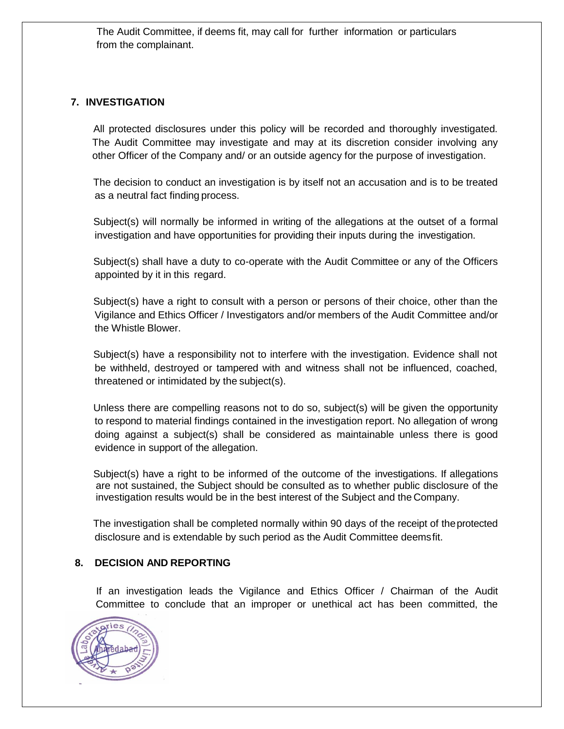The Audit Committee, if deems fit, may call for further information or particulars from the complainant.

## 7. INVESTIGATION

All protected disclosures under this policy will be recorded and thoroughly investigated. The Audit Committee may investigate and may at its discretion consider involving any other Officer of the Company and/ or an outside agency for the purpose of investigation.

The decision to conduct an investigation is by itself not an accusation and is to be treated as a neutral fact finding process.

Subject(s) will normally be informed in writing of the allegations at the outset of a formal investigation and have opportunities for providing their inputs during the investigation.

Subject(s) shall have a duty to co-operate with the Audit Committee or any of the Officers appointed by it in this regard.

Subject(s) have a right to consult with a person or persons of their choice, other than the Vigilance and Ethics Officer / Investigators and/or members of the Audit Committee and/or the Whistle Blower.

Subject(s) have a responsibility not to interfere with the investigation. Evidence shall not be withheld, destroyed or tampered with and witness shall not be influenced, coached, threatened or intimidated by the subject(s).

Unless there are compelling reasons not to do so, subject(s) will be given the opportunity to respond to material findings contained in the investigation report. No allegation of wrong doing against a subject(s) shall be considered as maintainable unless there is good evidence in support of the allegation.

Subject(s) have a right to be informed of the outcome of the investigations. If allegations are not sustained, the Subject should be consulted as to whether public disclosure of the investigation results would be in the best interest of the Subject and the Company.

The investigation shall be completed normally within 90 days of the receipt of the protected disclosure and is extendable by such period as the Audit Committee deems fit.

## 8. DECISION AND REPORTING

If an investigation leads the Vigilance and Ethics Officer / Chairman of the Audit Committee to conclude that an improper or unethical act has been committed, the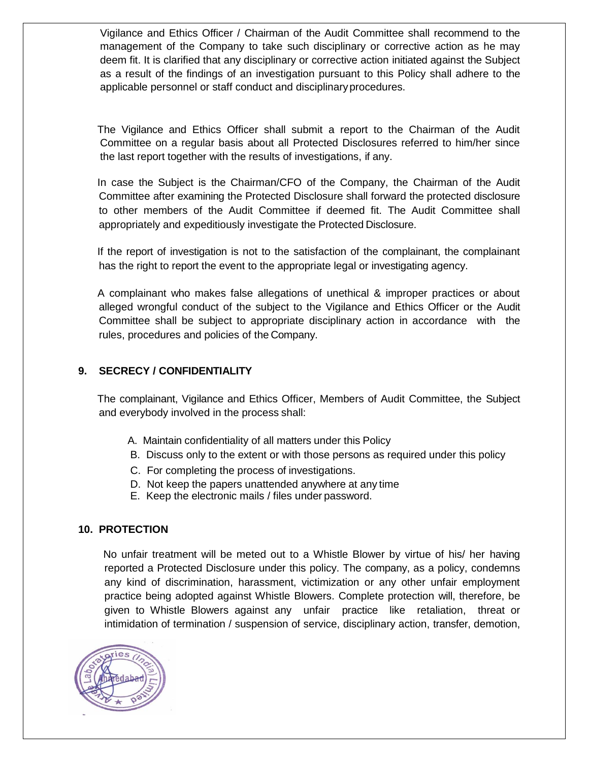Vigilance and Ethics Officer / Chairman of the Audit Committee shall recommend to the management of the Company to take such disciplinary or corrective action as he may deem fit. It is clarified that any disciplinary or corrective action initiated against the Subject as a result of the findings of an investigation pursuant to this Policy shall adhere to the applicable personnel or staff conduct and disciplinary procedures.

The Vigilance and Ethics Officer shall submit a report to the Chairman of the Audit Committee on a regular basis about all Protected Disclosures referred to him/her since the last report together with the results of investigations, if any.

In case the Subject is the Chairman/CFO of the Company, the Chairman of the Audit Committee after examining the Protected Disclosure shall forward the protected disclosure to other members of the Audit Committee if deemed fit. The Audit Committee shall appropriately and expeditiously investigate the Protected Disclosure.

If the report of investigation is not to the satisfaction of the complainant, the complainant has the right to report the event to the appropriate legal or investigating agency.

A complainant who makes false allegations of unethical & improper practices or about alleged wrongful conduct of the subject to the Vigilance and Ethics Officer or the Audit Committee shall be subject to appropriate disciplinary action in accordance with the rules, procedures and policies of the Company.

## 9. SECRECY / CONFIDENTIALITY

The complainant, Vigilance and Ethics Officer, Members of Audit Committee, the Subject and everybody involved in the process shall:

A. Maintain confidentiality of all matters under this Policy
B. Discuss only to the extent or with those persons as required under this policy
C. For completing the process of investigations.
D. Not keep the papers unattended anywhere at any time
E. Keep the electronic mails / files under password.

## 10. PROTECTION

No unfair treatment will be meted out to a Whistle Blower by virtue of his/ her having reported a Protected Disclosure under this policy. The company, as a policy, condemns any kind of discrimination, harassment, victimization or any other unfair employment practice being adopted against Whistle Blowers. Complete protection will, therefore, be given to Whistle Blowers against any unfair practice like retaliation, threat or intimidation of termination / suspension of service, disciplinary action, transfer, demotion,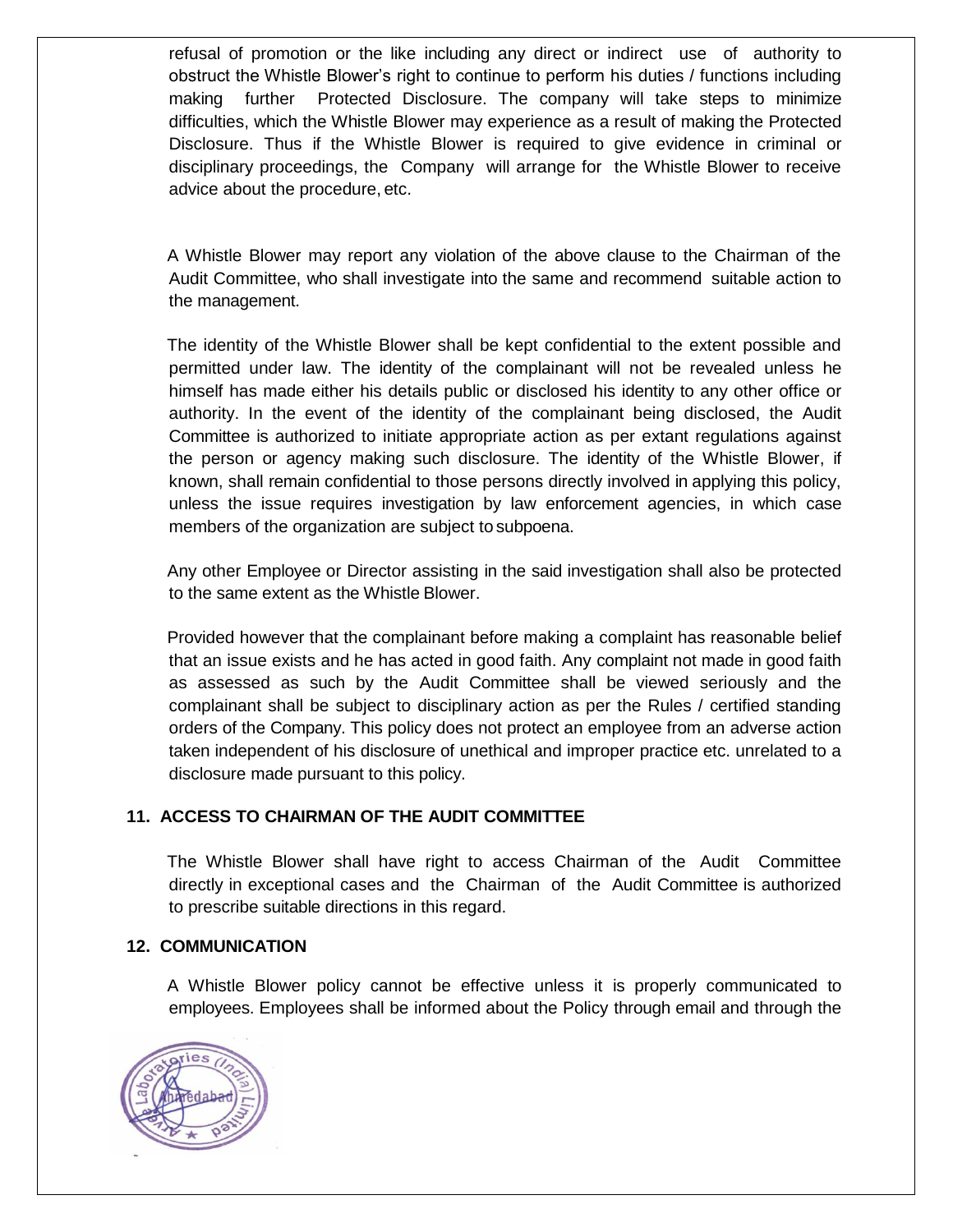refusal of promotion or the like including any direct or indirect use of authority to obstruct the Whistle Blower's right to continue to perform his duties / functions including making further Protected Disclosure. The company will take steps to minimize difficulties, which the Whistle Blower may experience as a result of making the Protected Disclosure. Thus if the Whistle Blower is required to give evidence in criminal or disciplinary proceedings, the Company will arrange for the Whistle Blower to receive advice about the procedure, etc.

A Whistle Blower may report any violation of the above clause to the Chairman of the Audit Committee, who shall investigate into the same and recommend suitable action to the management.

The identity of the Whistle Blower shall be kept confidential to the extent possible and permitted under law. The identity of the complainant will not be revealed unless he himself has made either his details public or disclosed his identity to any other office or authority. In the event of the identity of the complainant being disclosed, the Audit Committee is authorized to initiate appropriate action as per extant regulations against the person or agency making such disclosure. The identity of the Whistle Blower, if known, shall remain confidential to those persons directly involved in applying this policy, unless the issue requires investigation by law enforcement agencies, in which case members of the organization are subject to subpoena.

Any other Employee or Director assisting in the said investigation shall also be protected to the same extent as the Whistle Blower.

Provided however that the complainant before making a complaint has reasonable belief that an issue exists and he has acted in good faith. Any complaint not made in good faith as assessed as such by the Audit Committee shall be viewed seriously and the complainant shall be subject to disciplinary action as per the Rules / certified standing orders of the Company. This policy does not protect an employee from an adverse action taken independent of his disclosure of unethical and improper practice etc. unrelated to a disclosure made pursuant to this policy.

## 11. ACCESS TO CHAIRMAN OF THE AUDIT COMMITTEE

The Whistle Blower shall have right to access Chairman of the Audit Committee directly in exceptional cases and the Chairman of the Audit Committee is authorized to prescribe suitable directions in this regard.

## 12. COMMUNICATION

A Whistle Blower policy cannot be effective unless it is properly communicated to employees. Employees shall be informed about the Policy through email and through the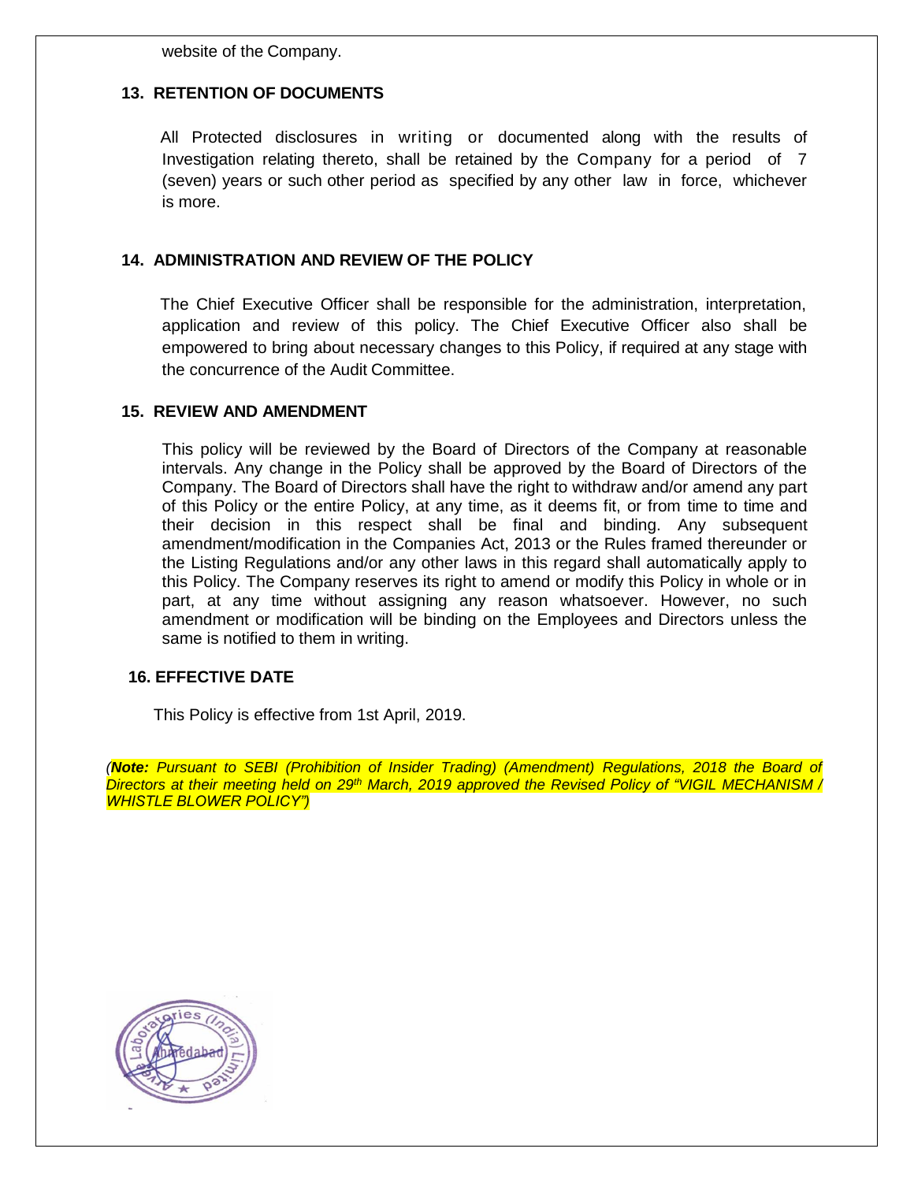website of the Company.

## 13. RETENTION OF DOCUMENTS

All Protected disclosures in writing or documented along with the results of Investigation relating thereto, shall be retained by the Company for a period of 7 (seven) years or such other period as specified by any other law in force, whichever is more.

## 14. ADMINISTRATION AND REVIEW OF THE POLICY

The Chief Executive Officer shall be responsible for the administration, interpretation, application and review of this policy. The Chief Executive Officer also shall be empowered to bring about necessary changes to this Policy, if required at any stage with the concurrence of the Audit Committee.

## 15. REVIEW AND AMENDMENT

This policy will be reviewed by the Board of Directors of the Company at reasonable intervals. Any change in the Policy shall be approved by the Board of Directors of the Company. The Board of Directors shall have the right to withdraw and/or amend any part of this Policy or the entire Policy, at any time, as it deems fit, or from time to time and their decision in this respect shall be final and binding. Any subsequent amendment/modification in the Companies Act, 2013 or the Rules framed thereunder or the Listing Regulations and/or any other laws in this regard shall automatically apply to this Policy. The Company reserves its right to amend or modify this Policy in whole or in part, at any time without assigning any reason whatsoever. However, no such amendment or modification will be binding on the Employees and Directors unless the same is notified to them in writing.

## 16. EFFECTIVE DATE

This Policy is effective from 1st April, 2019.

*(**Note:** Pursuant to SEBI (Prohibition of Insider Trading) (Amendment) Regulations, 2018 the Board of Directors at their meeting held on 29th March, 2019 approved the Revised Policy of "VIGIL MECHANISM / WHISTLE BLOWER POLICY")*